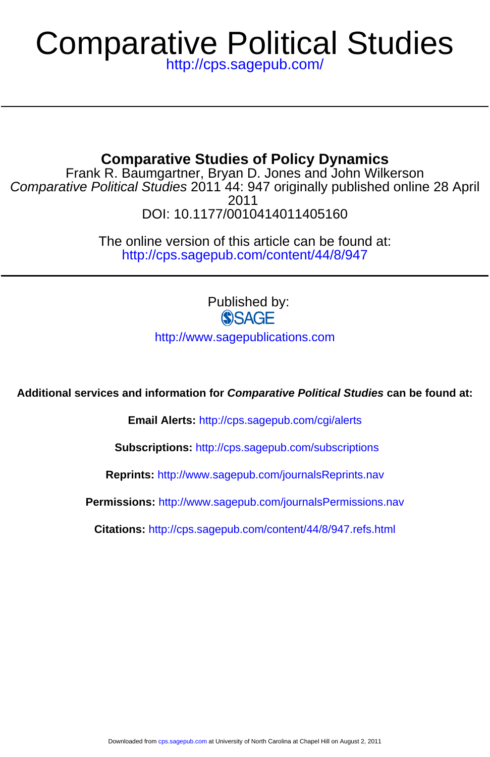# Comparative Political Studies

http://cps.sagepub.com/

## Comparative Studies of Policy Dynamics

Frank R. Baumgartner, Bryan D. Jones and John Wilkerson

*Comparative Political Studies* 2011 44: 947 originally published online 28 April 2011

DOI: 10.1177/0010414011405160

The online version of this article can be found at:
http://cps.sagepub.com/content/44/8/947

Published by:

SAGE

http://www.sagepublications.com

**Additional services and information for *Comparative Political Studies* can be found at:**

**Email Alerts:** http://cps.sagepub.com/cgi/alerts

**Subscriptions:** http://cps.sagepub.com/subscriptions

**Reprints:** http://www.sagepub.com/journalsReprints.nav

**Permissions:** http://www.sagepub.com/journalsPermissions.nav

**Citations:** http://cps.sagepub.com/content/44/8/947.refs.html

Downloaded from cps.sagepub.com at University of North Carolina at Chapel Hill on August 2, 2011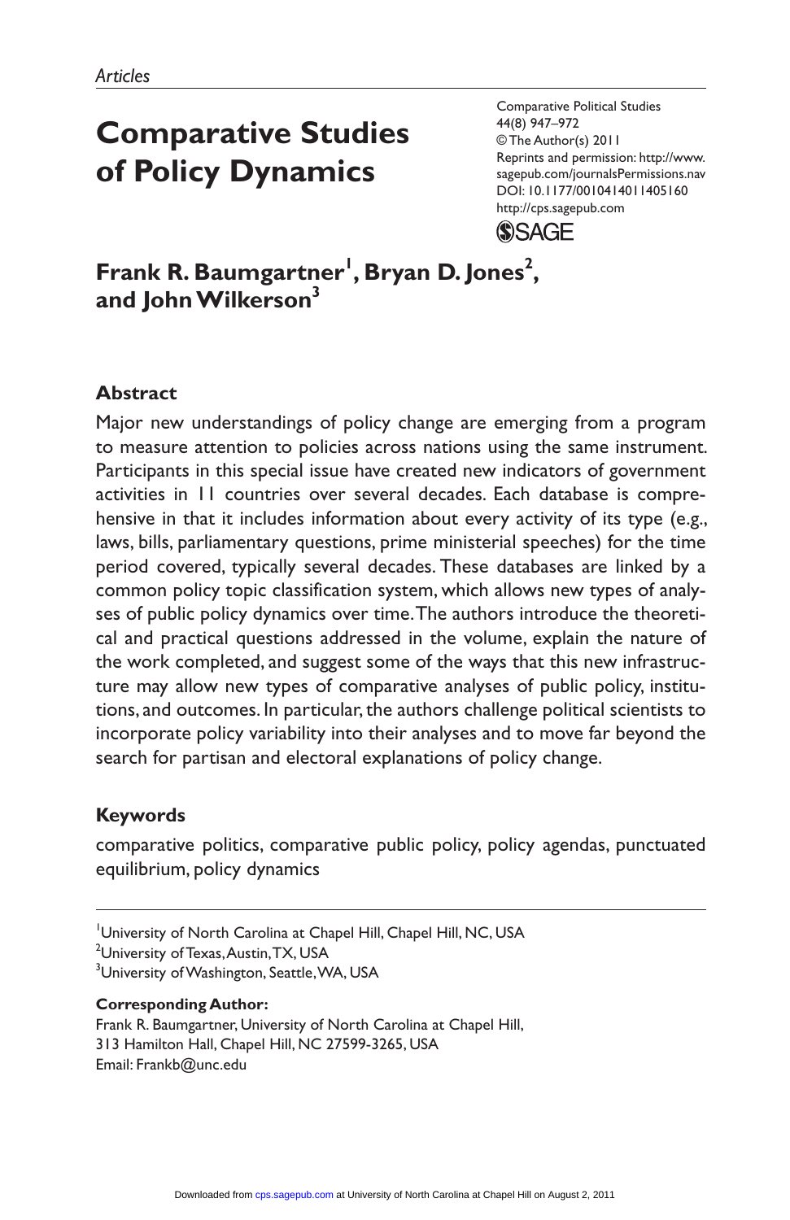*Articles*

# Comparative Studies of Policy Dynamics

## Frank R. Baumgartner[1], Bryan D. Jones[2], and John Wilkerson[3]

### Abstract

Major new understandings of policy change are emerging from a program to measure attention to policies across nations using the same instrument. Participants in this special issue have created new indicators of government activities in 11 countries over several decades. Each database is comprehensive in that it includes information about every activity of its type (e.g., laws, bills, parliamentary questions, prime ministerial speeches) for the time period covered, typically several decades. These databases are linked by a common policy topic classification system, which allows new types of analyses of public policy dynamics over time. The authors introduce the theoretical and practical questions addressed in the volume, explain the nature of the work completed, and suggest some of the ways that this new infrastructure may allow new types of comparative analyses of public policy, institutions, and outcomes. In particular, the authors challenge political scientists to incorporate policy variability into their analyses and to move far beyond the search for partisan and electoral explanations of policy change.

### Keywords

comparative politics, comparative public policy, policy agendas, punctuated equilibrium, policy dynamics

[1]University of North Carolina at Chapel Hill, Chapel Hill, NC, USA
[2]University of Texas, Austin, TX, USA
[3]University of Washington, Seattle, WA, USA

**Corresponding Author:**
Frank R. Baumgartner, University of North Carolina at Chapel Hill, 313 Hamilton Hall, Chapel Hill, NC 27599-3265, USA
Email: Frankb@unc.edu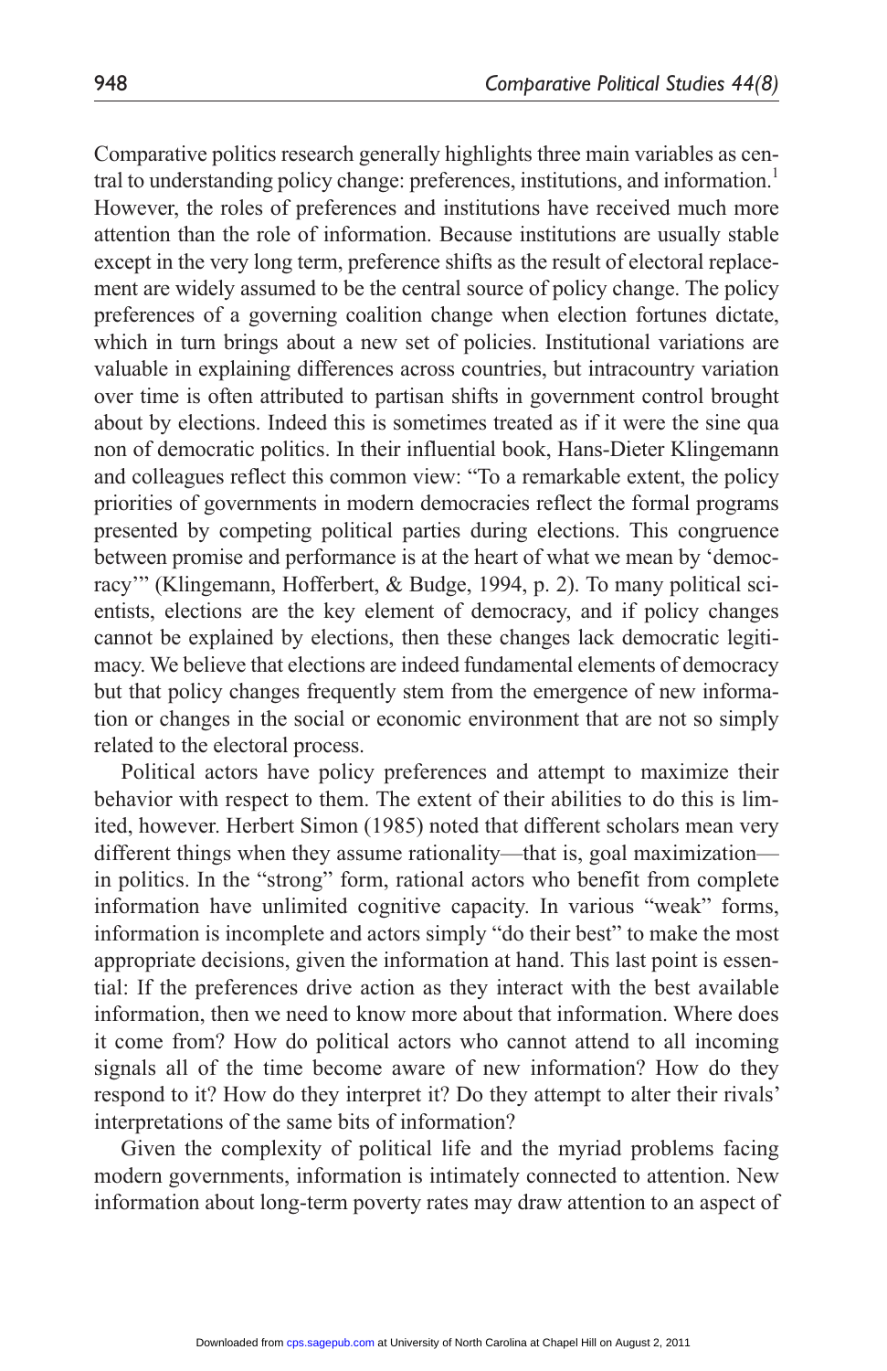Comparative politics research generally highlights three main variables as central to understanding policy change: preferences, institutions, and information.[1] However, the roles of preferences and institutions have received much more attention than the role of information. Because institutions are usually stable except in the very long term, preference shifts as the result of electoral replacement are widely assumed to be the central source of policy change. The policy preferences of a governing coalition change when election fortunes dictate, which in turn brings about a new set of policies. Institutional variations are valuable in explaining differences across countries, but intracountry variation over time is often attributed to partisan shifts in government control brought about by elections. Indeed this is sometimes treated as if it were the sine qua non of democratic politics. In their influential book, Hans-Dieter Klingemann and colleagues reflect this common view: "To a remarkable extent, the policy priorities of governments in modern democracies reflect the formal programs presented by competing political parties during elections. This congruence between promise and performance is at the heart of what we mean by 'democracy'" (Klingemann, Hofferbert, & Budge, 1994, p. 2). To many political scientists, elections are the key element of democracy, and if policy changes cannot be explained by elections, then these changes lack democratic legitimacy. We believe that elections are indeed fundamental elements of democracy but that policy changes frequently stem from the emergence of new information or changes in the social or economic environment that are not so simply related to the electoral process.

Political actors have policy preferences and attempt to maximize their behavior with respect to them. The extent of their abilities to do this is limited, however. Herbert Simon (1985) noted that different scholars mean very different things when they assume rationality—that is, goal maximization—in politics. In the "strong" form, rational actors who benefit from complete information have unlimited cognitive capacity. In various "weak" forms, information is incomplete and actors simply "do their best" to make the most appropriate decisions, given the information at hand. This last point is essential: If the preferences drive action as they interact with the best available information, then we need to know more about that information. Where does it come from? How do political actors who cannot attend to all incoming signals all of the time become aware of new information? How do they respond to it? How do they interpret it? Do they attempt to alter their rivals' interpretations of the same bits of information?

Given the complexity of political life and the myriad problems facing modern governments, information is intimately connected to attention. New information about long-term poverty rates may draw attention to an aspect of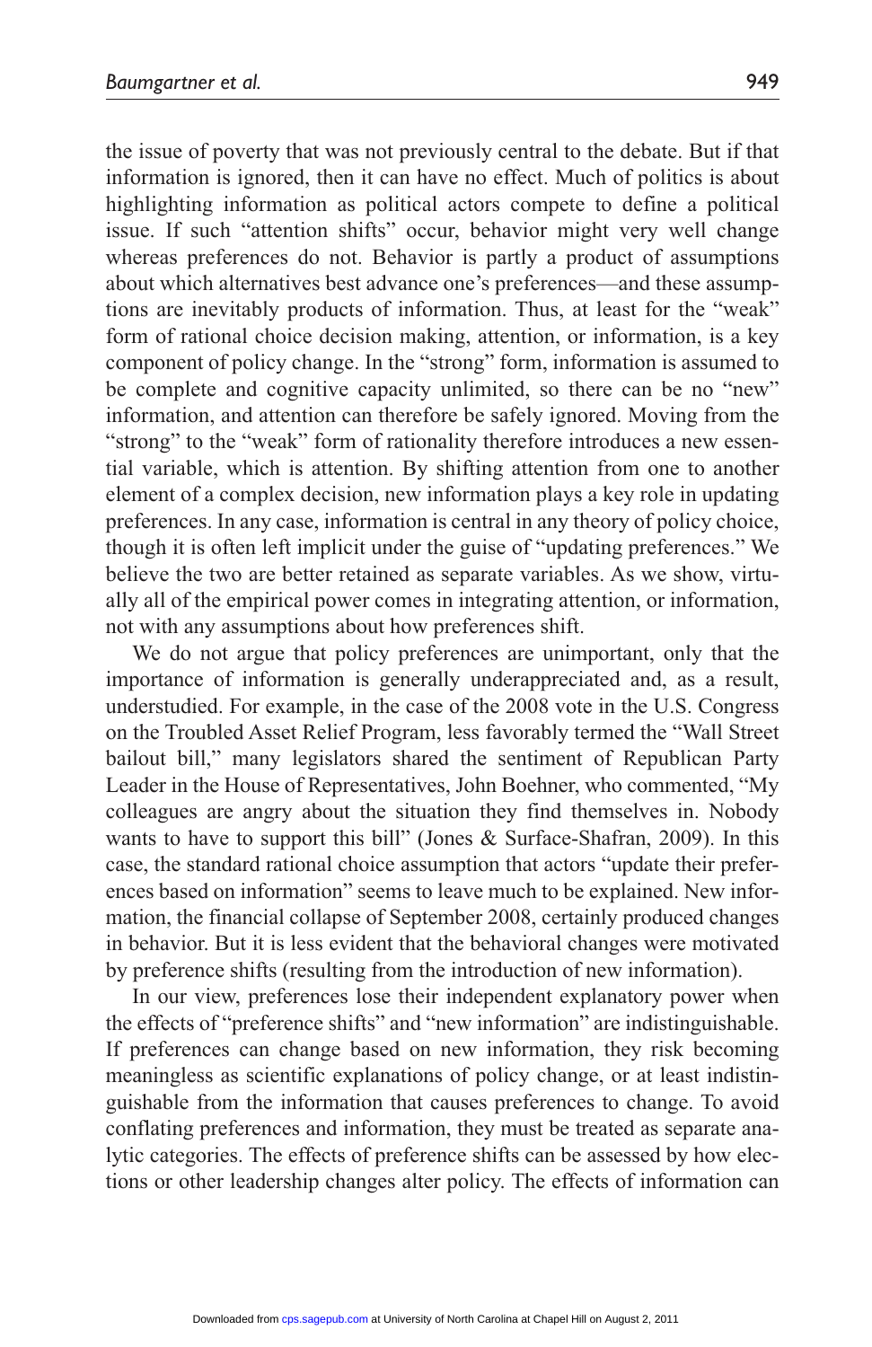the issue of poverty that was not previously central to the debate. But if that information is ignored, then it can have no effect. Much of politics is about highlighting information as political actors compete to define a political issue. If such "attention shifts" occur, behavior might very well change whereas preferences do not. Behavior is partly a product of assumptions about which alternatives best advance one's preferences—and these assumptions are inevitably products of information. Thus, at least for the "weak" form of rational choice decision making, attention, or information, is a key component of policy change. In the "strong" form, information is assumed to be complete and cognitive capacity unlimited, so there can be no "new" information, and attention can therefore be safely ignored. Moving from the "strong" to the "weak" form of rationality therefore introduces a new essential variable, which is attention. By shifting attention from one to another element of a complex decision, new information plays a key role in updating preferences. In any case, information is central in any theory of policy choice, though it is often left implicit under the guise of "updating preferences." We believe the two are better retained as separate variables. As we show, virtually all of the empirical power comes in integrating attention, or information, not with any assumptions about how preferences shift.

We do not argue that policy preferences are unimportant, only that the importance of information is generally underappreciated and, as a result, understudied. For example, in the case of the 2008 vote in the U.S. Congress on the Troubled Asset Relief Program, less favorably termed the "Wall Street bailout bill," many legislators shared the sentiment of Republican Party Leader in the House of Representatives, John Boehner, who commented, "My colleagues are angry about the situation they find themselves in. Nobody wants to have to support this bill" (Jones & Surface-Shafran, 2009). In this case, the standard rational choice assumption that actors "update their preferences based on information" seems to leave much to be explained. New information, the financial collapse of September 2008, certainly produced changes in behavior. But it is less evident that the behavioral changes were motivated by preference shifts (resulting from the introduction of new information).

In our view, preferences lose their independent explanatory power when the effects of "preference shifts" and "new information" are indistinguishable. If preferences can change based on new information, they risk becoming meaningless as scientific explanations of policy change, or at least indistinguishable from the information that causes preferences to change. To avoid conflating preferences and information, they must be treated as separate analytic categories. The effects of preference shifts can be assessed by how elections or other leadership changes alter policy. The effects of information can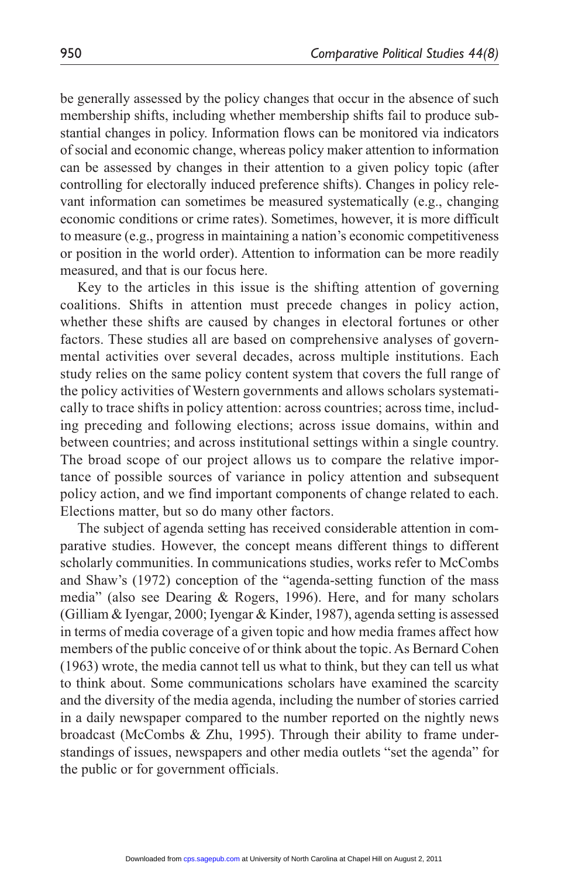be generally assessed by the policy changes that occur in the absence of such membership shifts, including whether membership shifts fail to produce substantial changes in policy. Information flows can be monitored via indicators of social and economic change, whereas policy maker attention to information can be assessed by changes in their attention to a given policy topic (after controlling for electorally induced preference shifts). Changes in policy relevant information can sometimes be measured systematically (e.g., changing economic conditions or crime rates). Sometimes, however, it is more difficult to measure (e.g., progress in maintaining a nation's economic competitiveness or position in the world order). Attention to information can be more readily measured, and that is our focus here.

Key to the articles in this issue is the shifting attention of governing coalitions. Shifts in attention must precede changes in policy action, whether these shifts are caused by changes in electoral fortunes or other factors. These studies all are based on comprehensive analyses of governmental activities over several decades, across multiple institutions. Each study relies on the same policy content system that covers the full range of the policy activities of Western governments and allows scholars systematically to trace shifts in policy attention: across countries; across time, including preceding and following elections; across issue domains, within and between countries; and across institutional settings within a single country. The broad scope of our project allows us to compare the relative importance of possible sources of variance in policy attention and subsequent policy action, and we find important components of change related to each. Elections matter, but so do many other factors.

The subject of agenda setting has received considerable attention in comparative studies. However, the concept means different things to different scholarly communities. In communications studies, works refer to McCombs and Shaw's (1972) conception of the "agenda-setting function of the mass media" (also see Dearing & Rogers, 1996). Here, and for many scholars (Gilliam & Iyengar, 2000; Iyengar & Kinder, 1987), agenda setting is assessed in terms of media coverage of a given topic and how media frames affect how members of the public conceive of or think about the topic. As Bernard Cohen (1963) wrote, the media cannot tell us what to think, but they can tell us what to think about. Some communications scholars have examined the scarcity and the diversity of the media agenda, including the number of stories carried in a daily newspaper compared to the number reported on the nightly news broadcast (McCombs & Zhu, 1995). Through their ability to frame understandings of issues, newspapers and other media outlets "set the agenda" for the public or for government officials.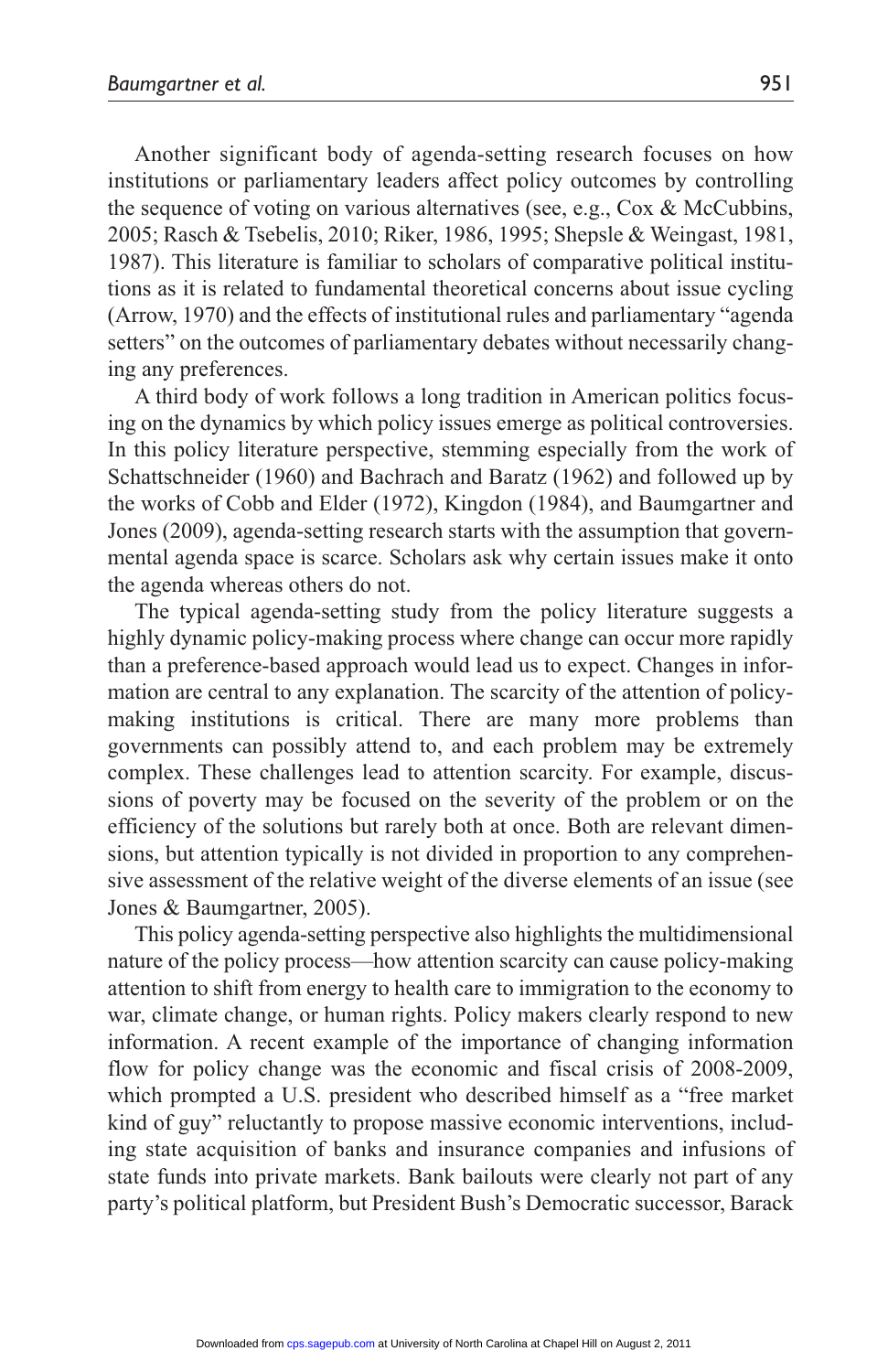Another significant body of agenda-setting research focuses on how institutions or parliamentary leaders affect policy outcomes by controlling the sequence of voting on various alternatives (see, e.g., Cox & McCubbins, 2005; Rasch & Tsebelis, 2010; Riker, 1986, 1995; Shepsle & Weingast, 1981, 1987). This literature is familiar to scholars of comparative political institutions as it is related to fundamental theoretical concerns about issue cycling (Arrow, 1970) and the effects of institutional rules and parliamentary "agenda setters" on the outcomes of parliamentary debates without necessarily changing any preferences.

A third body of work follows a long tradition in American politics focusing on the dynamics by which policy issues emerge as political controversies. In this policy literature perspective, stemming especially from the work of Schattschneider (1960) and Bachrach and Baratz (1962) and followed up by the works of Cobb and Elder (1972), Kingdon (1984), and Baumgartner and Jones (2009), agenda-setting research starts with the assumption that governmental agenda space is scarce. Scholars ask why certain issues make it onto the agenda whereas others do not.

The typical agenda-setting study from the policy literature suggests a highly dynamic policy-making process where change can occur more rapidly than a preference-based approach would lead us to expect. Changes in information are central to any explanation. The scarcity of the attention of policy-making institutions is critical. There are many more problems than governments can possibly attend to, and each problem may be extremely complex. These challenges lead to attention scarcity. For example, discussions of poverty may be focused on the severity of the problem or on the efficiency of the solutions but rarely both at once. Both are relevant dimensions, but attention typically is not divided in proportion to any comprehensive assessment of the relative weight of the diverse elements of an issue (see Jones & Baumgartner, 2005).

This policy agenda-setting perspective also highlights the multidimensional nature of the policy process—how attention scarcity can cause policy-making attention to shift from energy to health care to immigration to the economy to war, climate change, or human rights. Policy makers clearly respond to new information. A recent example of the importance of changing information flow for policy change was the economic and fiscal crisis of 2008-2009, which prompted a U.S. president who described himself as a "free market kind of guy" reluctantly to propose massive economic interventions, including state acquisition of banks and insurance companies and infusions of state funds into private markets. Bank bailouts were clearly not part of any party's political platform, but President Bush's Democratic successor, Barack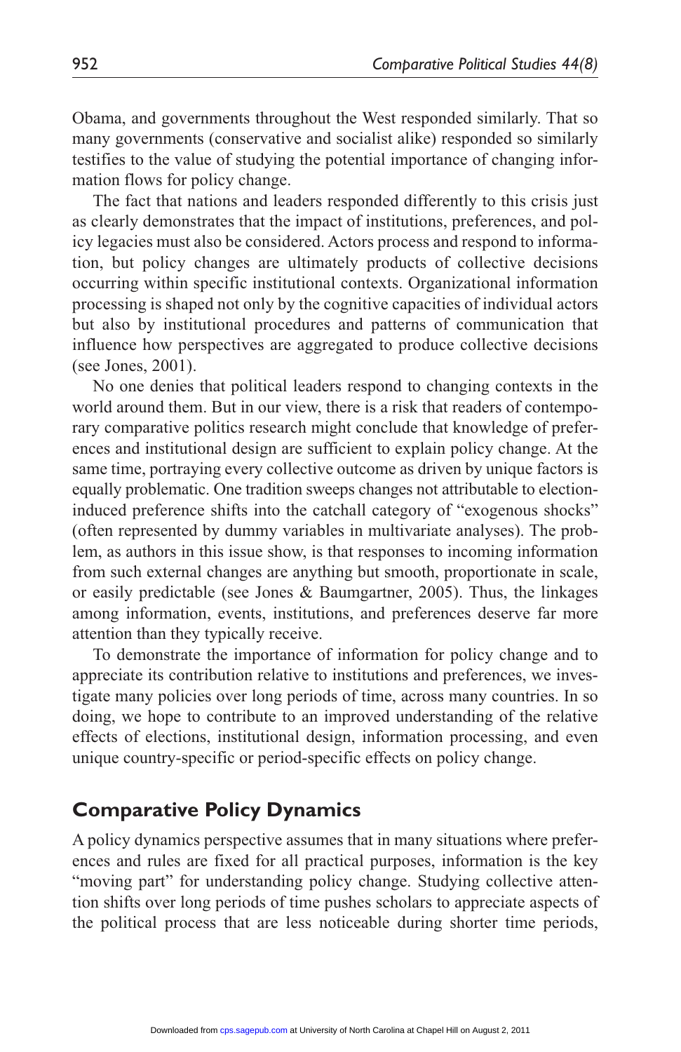Obama, and governments throughout the West responded similarly. That so many governments (conservative and socialist alike) responded so similarly testifies to the value of studying the potential importance of changing information flows for policy change.

The fact that nations and leaders responded differently to this crisis just as clearly demonstrates that the impact of institutions, preferences, and policy legacies must also be considered. Actors process and respond to information, but policy changes are ultimately products of collective decisions occurring within specific institutional contexts. Organizational information processing is shaped not only by the cognitive capacities of individual actors but also by institutional procedures and patterns of communication that influence how perspectives are aggregated to produce collective decisions (see Jones, 2001).

No one denies that political leaders respond to changing contexts in the world around them. But in our view, there is a risk that readers of contemporary comparative politics research might conclude that knowledge of preferences and institutional design are sufficient to explain policy change. At the same time, portraying every collective outcome as driven by unique factors is equally problematic. One tradition sweeps changes not attributable to election-induced preference shifts into the catchall category of "exogenous shocks" (often represented by dummy variables in multivariate analyses). The problem, as authors in this issue show, is that responses to incoming information from such external changes are anything but smooth, proportionate in scale, or easily predictable (see Jones & Baumgartner, 2005). Thus, the linkages among information, events, institutions, and preferences deserve far more attention than they typically receive.

To demonstrate the importance of information for policy change and to appreciate its contribution relative to institutions and preferences, we investigate many policies over long periods of time, across many countries. In so doing, we hope to contribute to an improved understanding of the relative effects of elections, institutional design, information processing, and even unique country-specific or period-specific effects on policy change.

## Comparative Policy Dynamics

A policy dynamics perspective assumes that in many situations where preferences and rules are fixed for all practical purposes, information is the key "moving part" for understanding policy change. Studying collective attention shifts over long periods of time pushes scholars to appreciate aspects of the political process that are less noticeable during shorter time periods,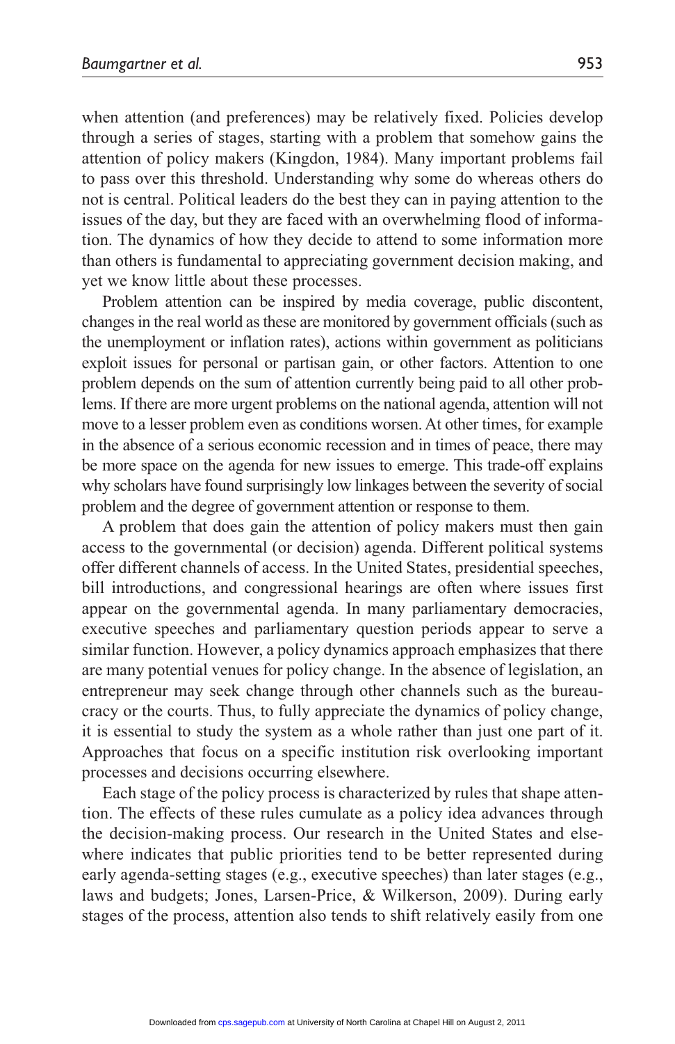when attention (and preferences) may be relatively fixed. Policies develop through a series of stages, starting with a problem that somehow gains the attention of policy makers (Kingdon, 1984). Many important problems fail to pass over this threshold. Understanding why some do whereas others do not is central. Political leaders do the best they can in paying attention to the issues of the day, but they are faced with an overwhelming flood of information. The dynamics of how they decide to attend to some information more than others is fundamental to appreciating government decision making, and yet we know little about these processes.

Problem attention can be inspired by media coverage, public discontent, changes in the real world as these are monitored by government officials (such as the unemployment or inflation rates), actions within government as politicians exploit issues for personal or partisan gain, or other factors. Attention to one problem depends on the sum of attention currently being paid to all other problems. If there are more urgent problems on the national agenda, attention will not move to a lesser problem even as conditions worsen. At other times, for example in the absence of a serious economic recession and in times of peace, there may be more space on the agenda for new issues to emerge. This trade-off explains why scholars have found surprisingly low linkages between the severity of social problem and the degree of government attention or response to them.

A problem that does gain the attention of policy makers must then gain access to the governmental (or decision) agenda. Different political systems offer different channels of access. In the United States, presidential speeches, bill introductions, and congressional hearings are often where issues first appear on the governmental agenda. In many parliamentary democracies, executive speeches and parliamentary question periods appear to serve a similar function. However, a policy dynamics approach emphasizes that there are many potential venues for policy change. In the absence of legislation, an entrepreneur may seek change through other channels such as the bureaucracy or the courts. Thus, to fully appreciate the dynamics of policy change, it is essential to study the system as a whole rather than just one part of it. Approaches that focus on a specific institution risk overlooking important processes and decisions occurring elsewhere.

Each stage of the policy process is characterized by rules that shape attention. The effects of these rules cumulate as a policy idea advances through the decision-making process. Our research in the United States and elsewhere indicates that public priorities tend to be better represented during early agenda-setting stages (e.g., executive speeches) than later stages (e.g., laws and budgets; Jones, Larsen-Price, & Wilkerson, 2009). During early stages of the process, attention also tends to shift relatively easily from one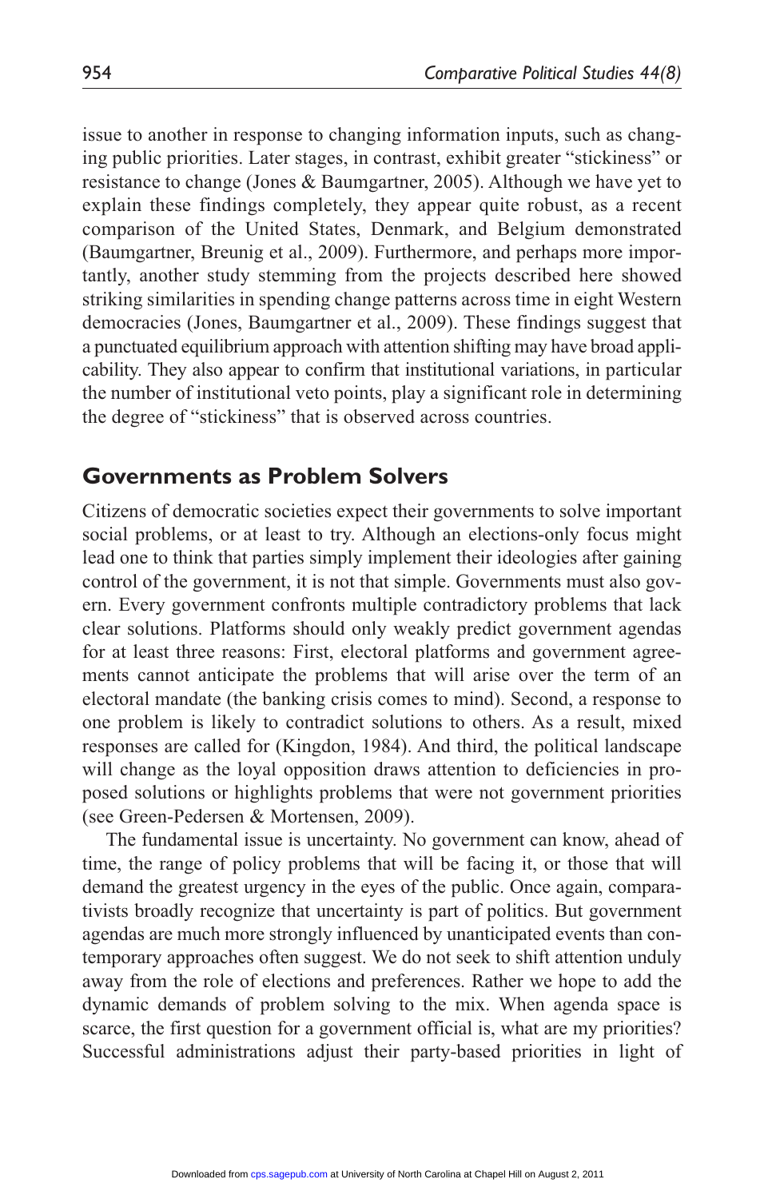issue to another in response to changing information inputs, such as changing public priorities. Later stages, in contrast, exhibit greater "stickiness" or resistance to change (Jones & Baumgartner, 2005). Although we have yet to explain these findings completely, they appear quite robust, as a recent comparison of the United States, Denmark, and Belgium demonstrated (Baumgartner, Breunig et al., 2009). Furthermore, and perhaps more importantly, another study stemming from the projects described here showed striking similarities in spending change patterns across time in eight Western democracies (Jones, Baumgartner et al., 2009). These findings suggest that a punctuated equilibrium approach with attention shifting may have broad applicability. They also appear to confirm that institutional variations, in particular the number of institutional veto points, play a significant role in determining the degree of "stickiness" that is observed across countries.

## Governments as Problem Solvers

Citizens of democratic societies expect their governments to solve important social problems, or at least to try. Although an elections-only focus might lead one to think that parties simply implement their ideologies after gaining control of the government, it is not that simple. Governments must also govern. Every government confronts multiple contradictory problems that lack clear solutions. Platforms should only weakly predict government agendas for at least three reasons: First, electoral platforms and government agreements cannot anticipate the problems that will arise over the term of an electoral mandate (the banking crisis comes to mind). Second, a response to one problem is likely to contradict solutions to others. As a result, mixed responses are called for (Kingdon, 1984). And third, the political landscape will change as the loyal opposition draws attention to deficiencies in proposed solutions or highlights problems that were not government priorities (see Green-Pedersen & Mortensen, 2009).

The fundamental issue is uncertainty. No government can know, ahead of time, the range of policy problems that will be facing it, or those that will demand the greatest urgency in the eyes of the public. Once again, comparativists broadly recognize that uncertainty is part of politics. But government agendas are much more strongly influenced by unanticipated events than contemporary approaches often suggest. We do not seek to shift attention unduly away from the role of elections and preferences. Rather we hope to add the dynamic demands of problem solving to the mix. When agenda space is scarce, the first question for a government official is, what are my priorities? Successful administrations adjust their party-based priorities in light of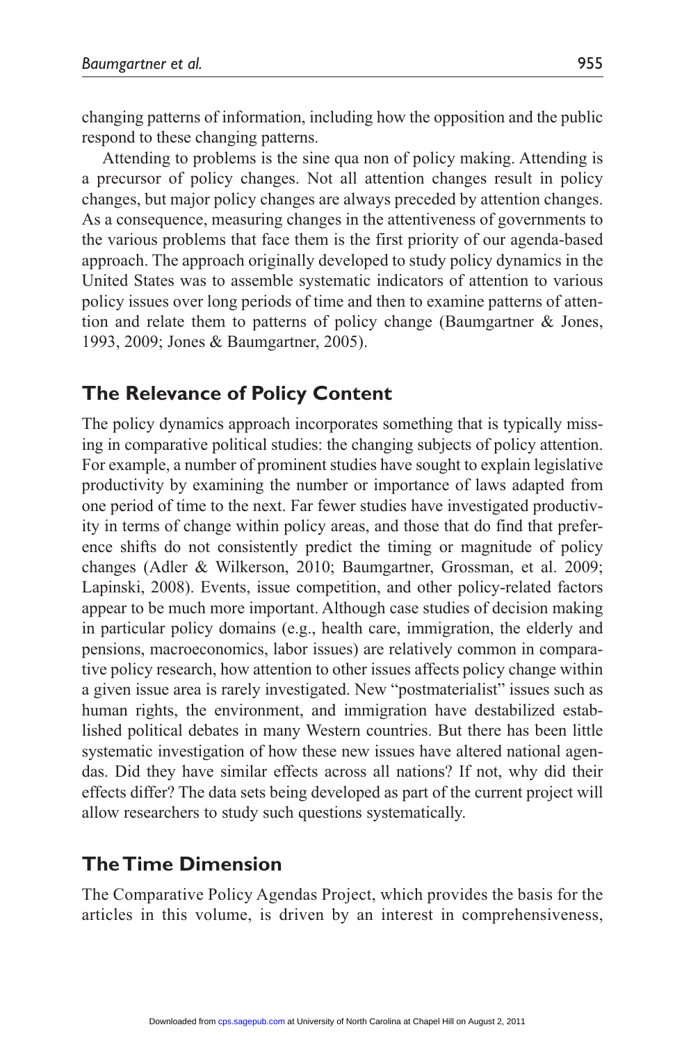changing patterns of information, including how the opposition and the public respond to these changing patterns.

Attending to problems is the sine qua non of policy making. Attending is a precursor of policy changes. Not all attention changes result in policy changes, but major policy changes are always preceded by attention changes. As a consequence, measuring changes in the attentiveness of governments to the various problems that face them is the first priority of our agenda-based approach. The approach originally developed to study policy dynamics in the United States was to assemble systematic indicators of attention to various policy issues over long periods of time and then to examine patterns of attention and relate them to patterns of policy change (Baumgartner & Jones, 1993, 2009; Jones & Baumgartner, 2005).

## The Relevance of Policy Content

The policy dynamics approach incorporates something that is typically missing in comparative political studies: the changing subjects of policy attention. For example, a number of prominent studies have sought to explain legislative productivity by examining the number or importance of laws adapted from one period of time to the next. Far fewer studies have investigated productivity in terms of change within policy areas, and those that do find that preference shifts do not consistently predict the timing or magnitude of policy changes (Adler & Wilkerson, 2010; Baumgartner, Grossman, et al. 2009; Lapinski, 2008). Events, issue competition, and other policy-related factors appear to be much more important. Although case studies of decision making in particular policy domains (e.g., health care, immigration, the elderly and pensions, macroeconomics, labor issues) are relatively common in comparative policy research, how attention to other issues affects policy change within a given issue area is rarely investigated. New "postmaterialist" issues such as human rights, the environment, and immigration have destabilized established political debates in many Western countries. But there has been little systematic investigation of how these new issues have altered national agendas. Did they have similar effects across all nations? If not, why did their effects differ? The data sets being developed as part of the current project will allow researchers to study such questions systematically.

## The Time Dimension

The Comparative Policy Agendas Project, which provides the basis for the articles in this volume, is driven by an interest in comprehensiveness,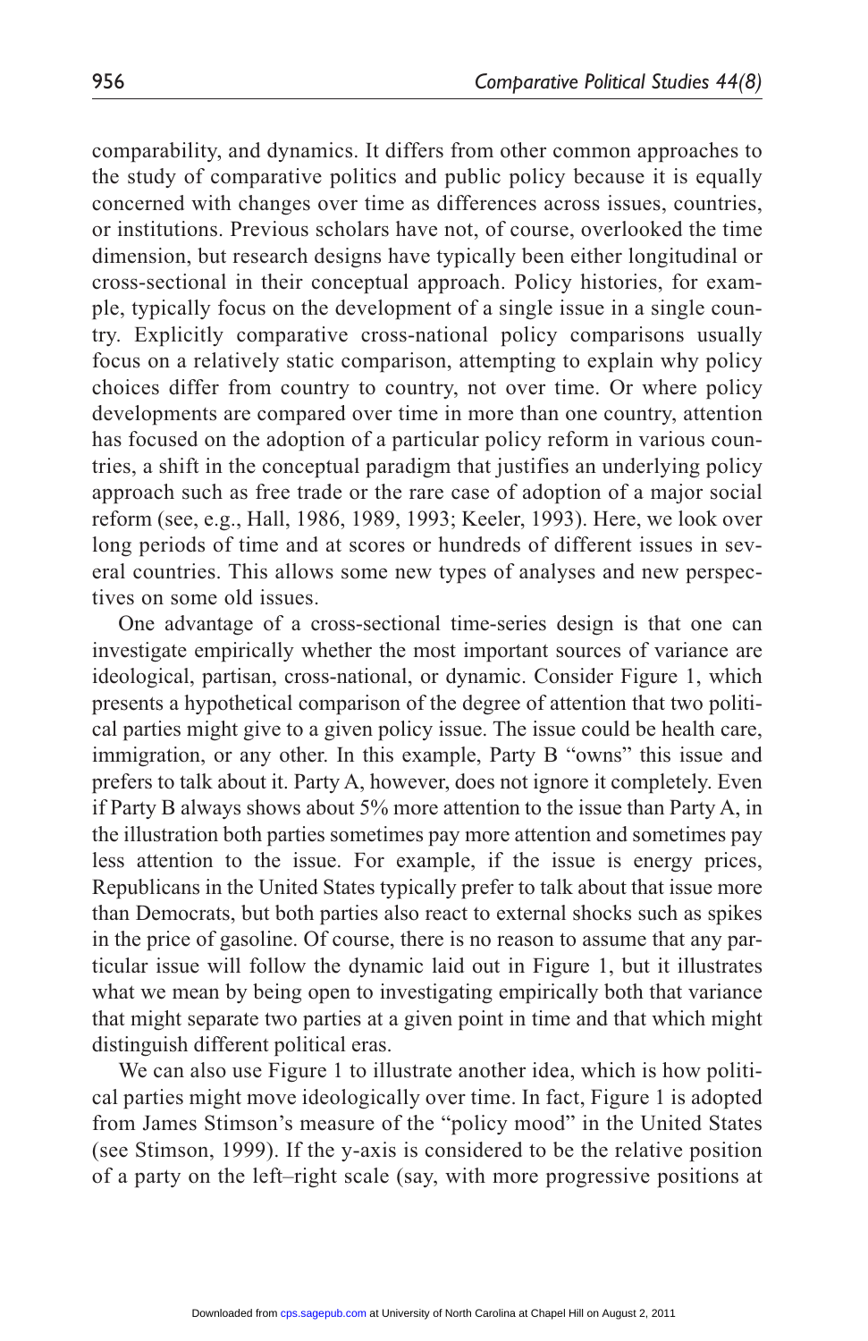comparability, and dynamics. It differs from other common approaches to the study of comparative politics and public policy because it is equally concerned with changes over time as differences across issues, countries, or institutions. Previous scholars have not, of course, overlooked the time dimension, but research designs have typically been either longitudinal or cross-sectional in their conceptual approach. Policy histories, for example, typically focus on the development of a single issue in a single country. Explicitly comparative cross-national policy comparisons usually focus on a relatively static comparison, attempting to explain why policy choices differ from country to country, not over time. Or where policy developments are compared over time in more than one country, attention has focused on the adoption of a particular policy reform in various countries, a shift in the conceptual paradigm that justifies an underlying policy approach such as free trade or the rare case of adoption of a major social reform (see, e.g., Hall, 1986, 1989, 1993; Keeler, 1993). Here, we look over long periods of time and at scores or hundreds of different issues in several countries. This allows some new types of analyses and new perspectives on some old issues.

One advantage of a cross-sectional time-series design is that one can investigate empirically whether the most important sources of variance are ideological, partisan, cross-national, or dynamic. Consider Figure 1, which presents a hypothetical comparison of the degree of attention that two political parties might give to a given policy issue. The issue could be health care, immigration, or any other. In this example, Party B "owns" this issue and prefers to talk about it. Party A, however, does not ignore it completely. Even if Party B always shows about 5% more attention to the issue than Party A, in the illustration both parties sometimes pay more attention and sometimes pay less attention to the issue. For example, if the issue is energy prices, Republicans in the United States typically prefer to talk about that issue more than Democrats, but both parties also react to external shocks such as spikes in the price of gasoline. Of course, there is no reason to assume that any particular issue will follow the dynamic laid out in Figure 1, but it illustrates what we mean by being open to investigating empirically both that variance that might separate two parties at a given point in time and that which might distinguish different political eras.

We can also use Figure 1 to illustrate another idea, which is how political parties might move ideologically over time. In fact, Figure 1 is adopted from James Stimson's measure of the "policy mood" in the United States (see Stimson, 1999). If the y-axis is considered to be the relative position of a party on the left–right scale (say, with more progressive positions at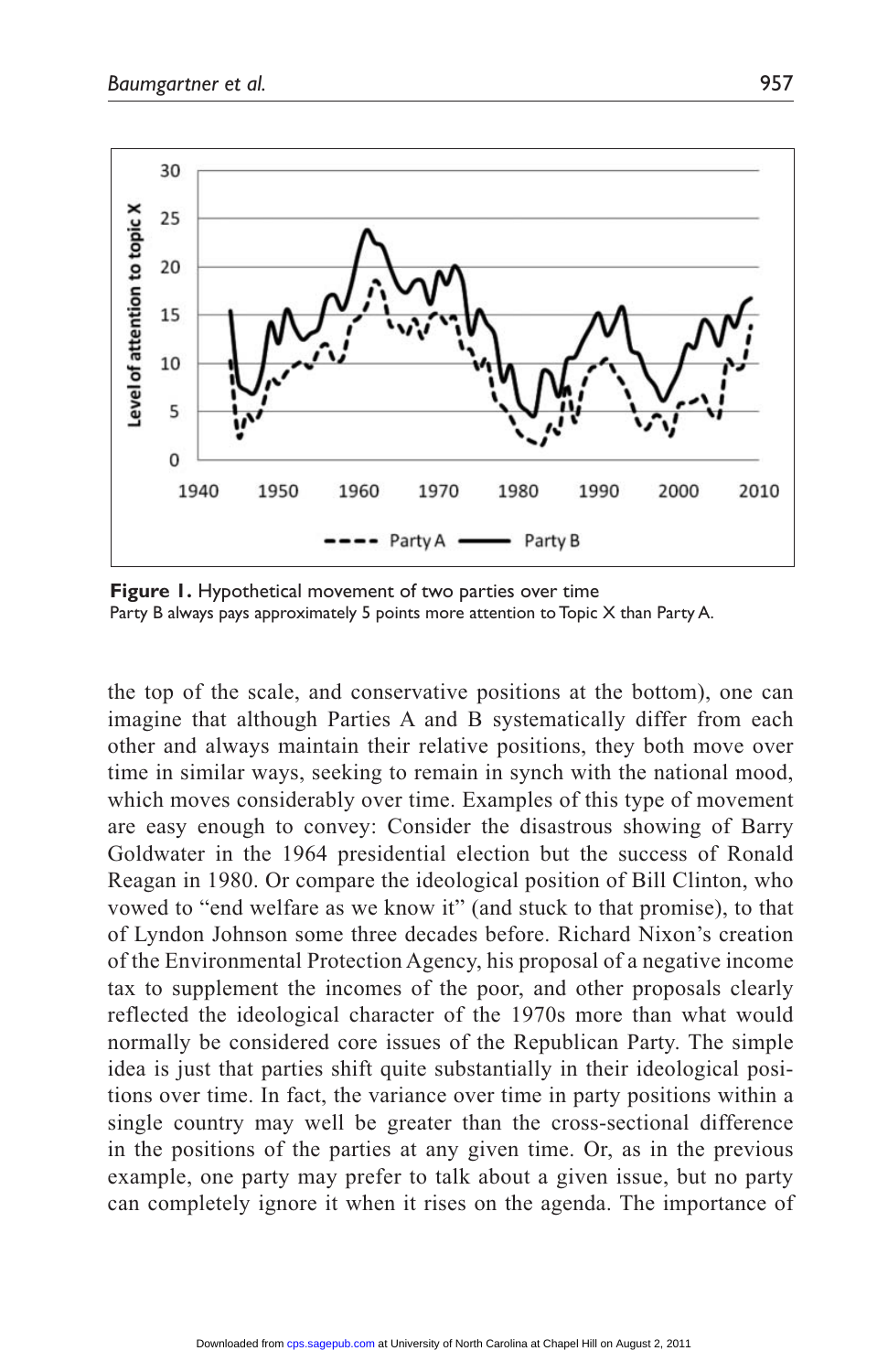**Figure 1.** Hypothetical movement of two parties over time
Party B always pays approximately 5 points more attention to Topic X than Party A.

the top of the scale, and conservative positions at the bottom), one can imagine that although Parties A and B systematically differ from each other and always maintain their relative positions, they both move over time in similar ways, seeking to remain in synch with the national mood, which moves considerably over time. Examples of this type of movement are easy enough to convey: Consider the disastrous showing of Barry Goldwater in the 1964 presidential election but the success of Ronald Reagan in 1980. Or compare the ideological position of Bill Clinton, who vowed to "end welfare as we know it" (and stuck to that promise), to that of Lyndon Johnson some three decades before. Richard Nixon's creation of the Environmental Protection Agency, his proposal of a negative income tax to supplement the incomes of the poor, and other proposals clearly reflected the ideological character of the 1970s more than what would normally be considered core issues of the Republican Party. The simple idea is just that parties shift quite substantially in their ideological positions over time. In fact, the variance over time in party positions within a single country may well be greater than the cross-sectional difference in the positions of the parties at any given time. Or, as in the previous example, one party may prefer to talk about a given issue, but no party can completely ignore it when it rises on the agenda. The importance of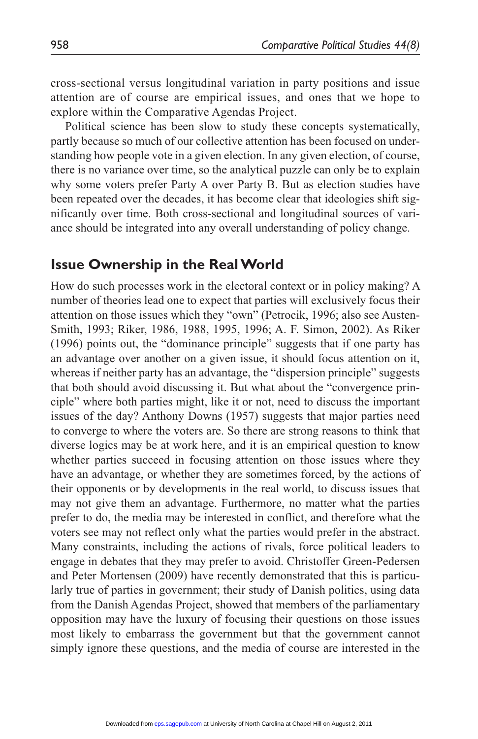cross-sectional versus longitudinal variation in party positions and issue attention are of course are empirical issues, and ones that we hope to explore within the Comparative Agendas Project.

Political science has been slow to study these concepts systematically, partly because so much of our collective attention has been focused on understanding how people vote in a given election. In any given election, of course, there is no variance over time, so the analytical puzzle can only be to explain why some voters prefer Party A over Party B. But as election studies have been repeated over the decades, it has become clear that ideologies shift significantly over time. Both cross-sectional and longitudinal sources of variance should be integrated into any overall understanding of policy change.

## Issue Ownership in the Real World

How do such processes work in the electoral context or in policy making? A number of theories lead one to expect that parties will exclusively focus their attention on those issues which they "own" (Petrocik, 1996; also see Austen-Smith, 1993; Riker, 1986, 1988, 1995, 1996; A. F. Simon, 2002). As Riker (1996) points out, the "dominance principle" suggests that if one party has an advantage over another on a given issue, it should focus attention on it, whereas if neither party has an advantage, the "dispersion principle" suggests that both should avoid discussing it. But what about the "convergence principle" where both parties might, like it or not, need to discuss the important issues of the day? Anthony Downs (1957) suggests that major parties need to converge to where the voters are. So there are strong reasons to think that diverse logics may be at work here, and it is an empirical question to know whether parties succeed in focusing attention on those issues where they have an advantage, or whether they are sometimes forced, by the actions of their opponents or by developments in the real world, to discuss issues that may not give them an advantage. Furthermore, no matter what the parties prefer to do, the media may be interested in conflict, and therefore what the voters see may not reflect only what the parties would prefer in the abstract. Many constraints, including the actions of rivals, force political leaders to engage in debates that they may prefer to avoid. Christoffer Green-Pedersen and Peter Mortensen (2009) have recently demonstrated that this is particularly true of parties in government; their study of Danish politics, using data from the Danish Agendas Project, showed that members of the parliamentary opposition may have the luxury of focusing their questions on those issues most likely to embarrass the government but that the government cannot simply ignore these questions, and the media of course are interested in the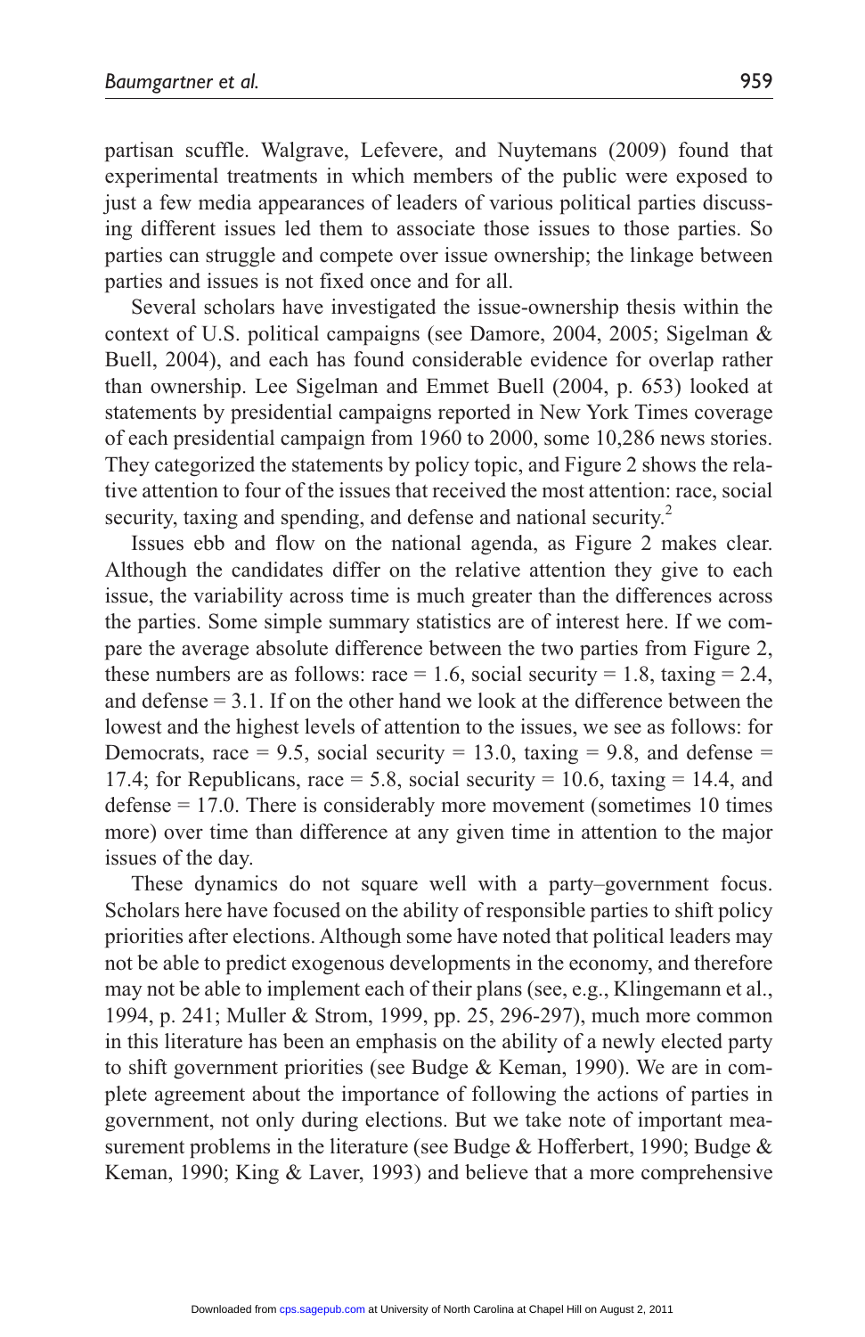partisan scuffle. Walgrave, Lefevere, and Nuytemans (2009) found that experimental treatments in which members of the public were exposed to just a few media appearances of leaders of various political parties discussing different issues led them to associate those issues to those parties. So parties can struggle and compete over issue ownership; the linkage between parties and issues is not fixed once and for all.

Several scholars have investigated the issue-ownership thesis within the context of U.S. political campaigns (see Damore, 2004, 2005; Sigelman & Buell, 2004), and each has found considerable evidence for overlap rather than ownership. Lee Sigelman and Emmet Buell (2004, p. 653) looked at statements by presidential campaigns reported in New York Times coverage of each presidential campaign from 1960 to 2000, some 10,286 news stories. They categorized the statements by policy topic, and Figure 2 shows the relative attention to four of the issues that received the most attention: race, social security, taxing and spending, and defense and national security.[2]

Issues ebb and flow on the national agenda, as Figure 2 makes clear. Although the candidates differ on the relative attention they give to each issue, the variability across time is much greater than the differences across the parties. Some simple summary statistics are of interest here. If we compare the average absolute difference between the two parties from Figure 2, these numbers are as follows: race = 1.6, social security = 1.8, taxing = 2.4, and defense = 3.1. If on the other hand we look at the difference between the lowest and the highest levels of attention to the issues, we see as follows: for Democrats, race = 9.5, social security = 13.0, taxing = 9.8, and defense = 17.4; for Republicans, race = 5.8, social security = 10.6, taxing = 14.4, and defense = 17.0. There is considerably more movement (sometimes 10 times more) over time than difference at any given time in attention to the major issues of the day.

These dynamics do not square well with a party–government focus. Scholars here have focused on the ability of responsible parties to shift policy priorities after elections. Although some have noted that political leaders may not be able to predict exogenous developments in the economy, and therefore may not be able to implement each of their plans (see, e.g., Klingemann et al., 1994, p. 241; Muller & Strom, 1999, pp. 25, 296-297), much more common in this literature has been an emphasis on the ability of a newly elected party to shift government priorities (see Budge & Keman, 1990). We are in complete agreement about the importance of following the actions of parties in government, not only during elections. But we take note of important measurement problems in the literature (see Budge & Hofferbert, 1990; Budge & Keman, 1990; King & Laver, 1993) and believe that a more comprehensive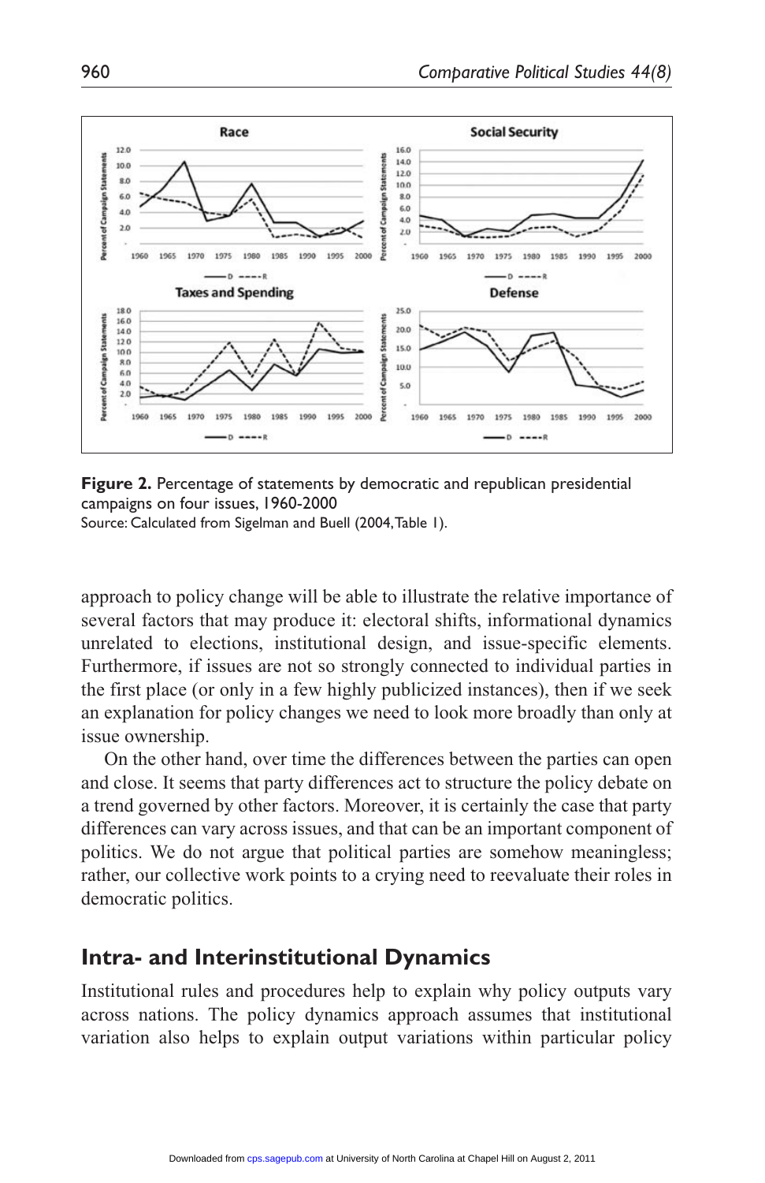**Figure 2.** Percentage of statements by democratic and republican presidential campaigns on four issues, 1960-2000
Source: Calculated from Sigelman and Buell (2004, Table 1).

approach to policy change will be able to illustrate the relative importance of several factors that may produce it: electoral shifts, informational dynamics unrelated to elections, institutional design, and issue-specific elements. Furthermore, if issues are not so strongly connected to individual parties in the first place (or only in a few highly publicized instances), then if we seek an explanation for policy changes we need to look more broadly than only at issue ownership.

On the other hand, over time the differences between the parties can open and close. It seems that party differences act to structure the policy debate on a trend governed by other factors. Moreover, it is certainly the case that party differences can vary across issues, and that can be an important component of politics. We do not argue that political parties are somehow meaningless; rather, our collective work points to a crying need to reevaluate their roles in democratic politics.

## Intra- and Interinstitutional Dynamics

Institutional rules and procedures help to explain why policy outputs vary across nations. The policy dynamics approach assumes that institutional variation also helps to explain output variations within particular policy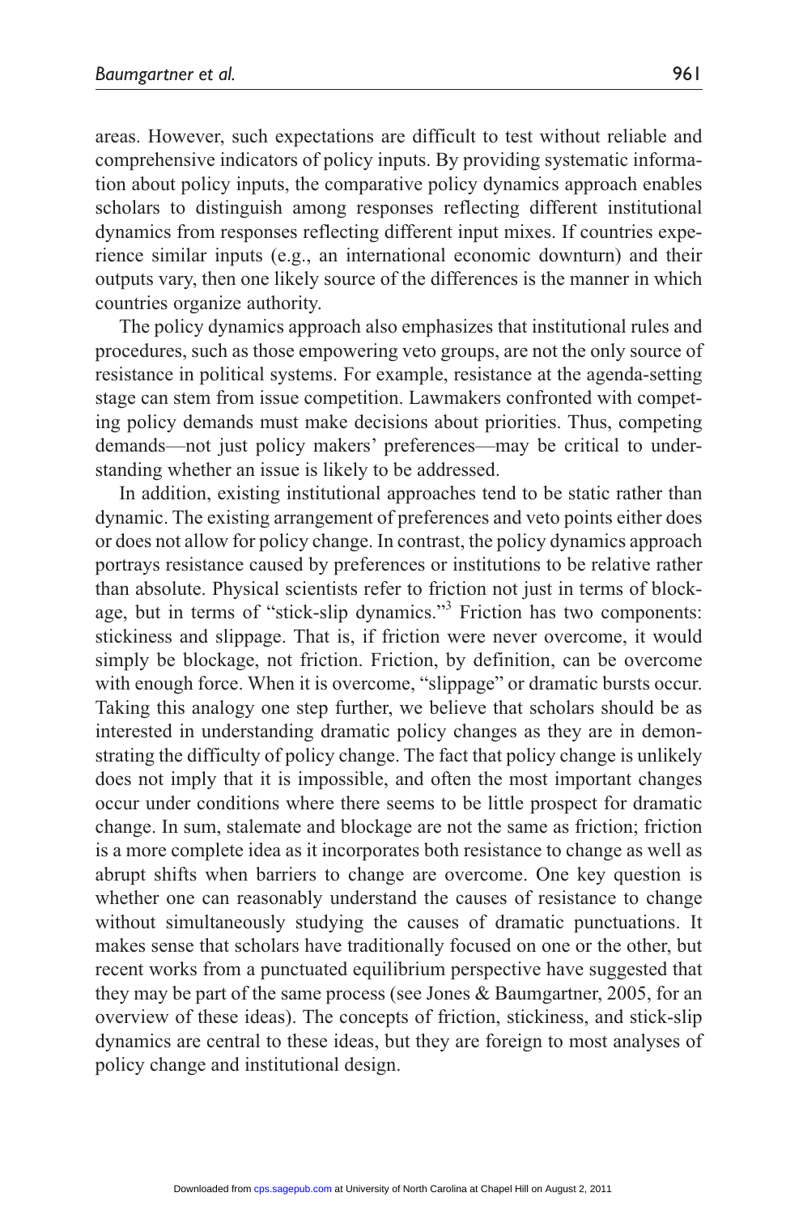areas. However, such expectations are difficult to test without reliable and comprehensive indicators of policy inputs. By providing systematic information about policy inputs, the comparative policy dynamics approach enables scholars to distinguish among responses reflecting different institutional dynamics from responses reflecting different input mixes. If countries experience similar inputs (e.g., an international economic downturn) and their outputs vary, then one likely source of the differences is the manner in which countries organize authority.

The policy dynamics approach also emphasizes that institutional rules and procedures, such as those empowering veto groups, are not the only source of resistance in political systems. For example, resistance at the agenda-setting stage can stem from issue competition. Lawmakers confronted with competing policy demands must make decisions about priorities. Thus, competing demands—not just policy makers' preferences—may be critical to understanding whether an issue is likely to be addressed.

In addition, existing institutional approaches tend to be static rather than dynamic. The existing arrangement of preferences and veto points either does or does not allow for policy change. In contrast, the policy dynamics approach portrays resistance caused by preferences or institutions to be relative rather than absolute. Physical scientists refer to friction not just in terms of blockage, but in terms of "stick-slip dynamics."[3] Friction has two components: stickiness and slippage. That is, if friction were never overcome, it would simply be blockage, not friction. Friction, by definition, can be overcome with enough force. When it is overcome, "slippage" or dramatic bursts occur. Taking this analogy one step further, we believe that scholars should be as interested in understanding dramatic policy changes as they are in demonstrating the difficulty of policy change. The fact that policy change is unlikely does not imply that it is impossible, and often the most important changes occur under conditions where there seems to be little prospect for dramatic change. In sum, stalemate and blockage are not the same as friction; friction is a more complete idea as it incorporates both resistance to change as well as abrupt shifts when barriers to change are overcome. One key question is whether one can reasonably understand the causes of resistance to change without simultaneously studying the causes of dramatic punctuations. It makes sense that scholars have traditionally focused on one or the other, but recent works from a punctuated equilibrium perspective have suggested that they may be part of the same process (see Jones & Baumgartner, 2005, for an overview of these ideas). The concepts of friction, stickiness, and stick-slip dynamics are central to these ideas, but they are foreign to most analyses of policy change and institutional design.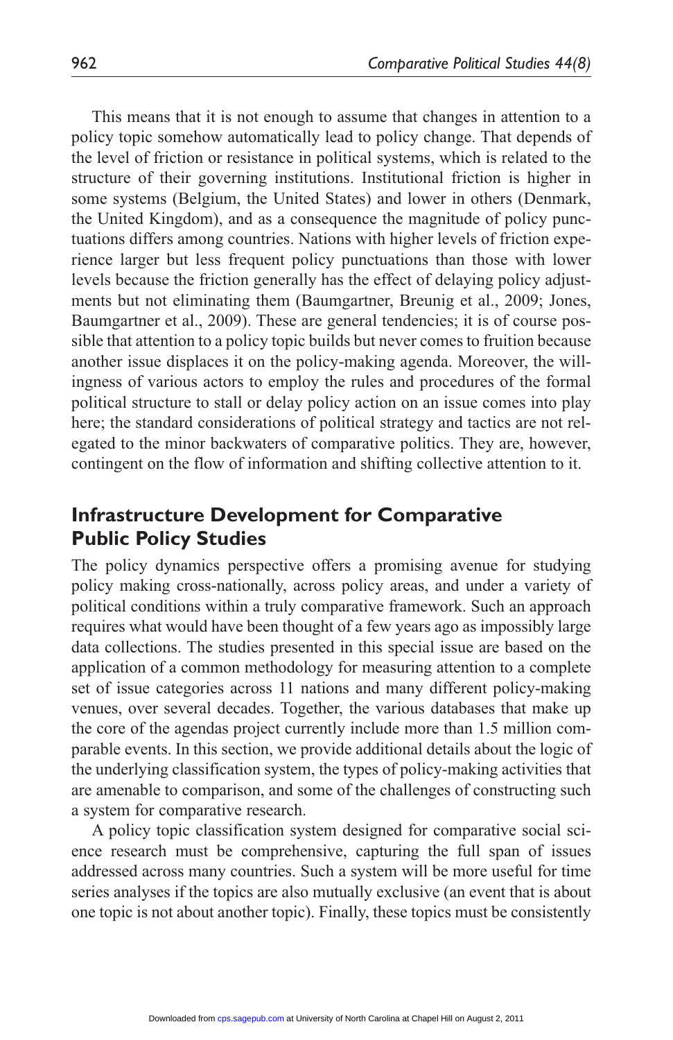This means that it is not enough to assume that changes in attention to a policy topic somehow automatically lead to policy change. That depends of the level of friction or resistance in political systems, which is related to the structure of their governing institutions. Institutional friction is higher in some systems (Belgium, the United States) and lower in others (Denmark, the United Kingdom), and as a consequence the magnitude of policy punctuations differs among countries. Nations with higher levels of friction experience larger but less frequent policy punctuations than those with lower levels because the friction generally has the effect of delaying policy adjustments but not eliminating them (Baumgartner, Breunig et al., 2009; Jones, Baumgartner et al., 2009). These are general tendencies; it is of course possible that attention to a policy topic builds but never comes to fruition because another issue displaces it on the policy-making agenda. Moreover, the willingness of various actors to employ the rules and procedures of the formal political structure to stall or delay policy action on an issue comes into play here; the standard considerations of political strategy and tactics are not relegated to the minor backwaters of comparative politics. They are, however, contingent on the flow of information and shifting collective attention to it.

## Infrastructure Development for Comparative Public Policy Studies

The policy dynamics perspective offers a promising avenue for studying policy making cross-nationally, across policy areas, and under a variety of political conditions within a truly comparative framework. Such an approach requires what would have been thought of a few years ago as impossibly large data collections. The studies presented in this special issue are based on the application of a common methodology for measuring attention to a complete set of issue categories across 11 nations and many different policy-making venues, over several decades. Together, the various databases that make up the core of the agendas project currently include more than 1.5 million comparable events. In this section, we provide additional details about the logic of the underlying classification system, the types of policy-making activities that are amenable to comparison, and some of the challenges of constructing such a system for comparative research.

A policy topic classification system designed for comparative social science research must be comprehensive, capturing the full span of issues addressed across many countries. Such a system will be more useful for time series analyses if the topics are also mutually exclusive (an event that is about one topic is not about another topic). Finally, these topics must be consistently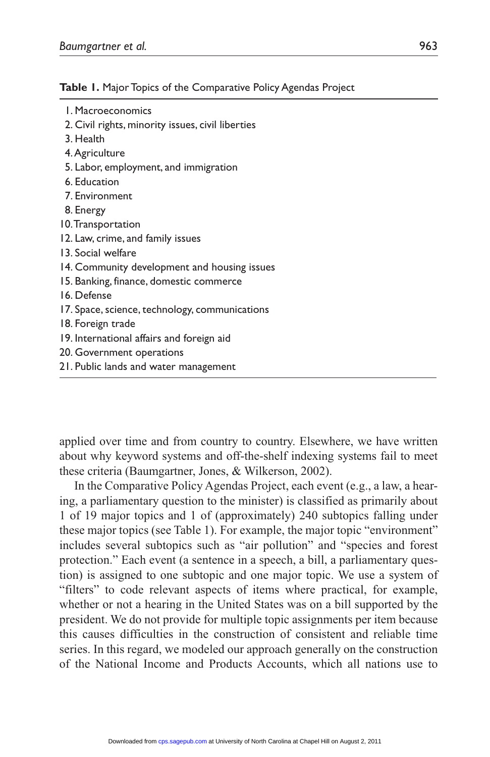**Table 1.** Major Topics of the Comparative Policy Agendas Project

1. Macroeconomics
2. Civil rights, minority issues, civil liberties
3. Health
4. Agriculture
5. Labor, employment, and immigration
6. Education
7. Environment
8. Energy
10. Transportation
12. Law, crime, and family issues
13. Social welfare
14. Community development and housing issues
15. Banking, finance, domestic commerce
16. Defense
17. Space, science, technology, communications
18. Foreign trade
19. International affairs and foreign aid
20. Government operations
21. Public lands and water management

applied over time and from country to country. Elsewhere, we have written about why keyword systems and off-the-shelf indexing systems fail to meet these criteria (Baumgartner, Jones, & Wilkerson, 2002).

In the Comparative Policy Agendas Project, each event (e.g., a law, a hearing, a parliamentary question to the minister) is classified as primarily about 1 of 19 major topics and 1 of (approximately) 240 subtopics falling under these major topics (see Table 1). For example, the major topic "environment" includes several subtopics such as "air pollution" and "species and forest protection." Each event (a sentence in a speech, a bill, a parliamentary question) is assigned to one subtopic and one major topic. We use a system of "filters" to code relevant aspects of items where practical, for example, whether or not a hearing in the United States was on a bill supported by the president. We do not provide for multiple topic assignments per item because this causes difficulties in the construction of consistent and reliable time series. In this regard, we modeled our approach generally on the construction of the National Income and Products Accounts, which all nations use to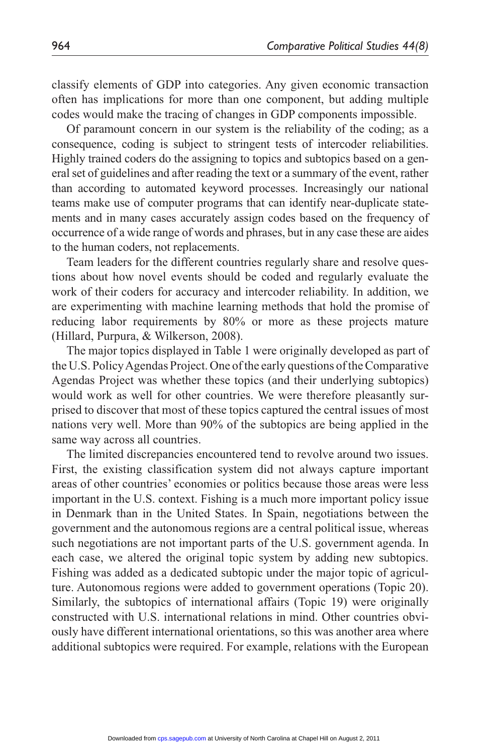classify elements of GDP into categories. Any given economic transaction often has implications for more than one component, but adding multiple codes would make the tracing of changes in GDP components impossible.

Of paramount concern in our system is the reliability of the coding; as a consequence, coding is subject to stringent tests of intercoder reliabilities. Highly trained coders do the assigning to topics and subtopics based on a general set of guidelines and after reading the text or a summary of the event, rather than according to automated keyword processes. Increasingly our national teams make use of computer programs that can identify near-duplicate statements and in many cases accurately assign codes based on the frequency of occurrence of a wide range of words and phrases, but in any case these are aides to the human coders, not replacements.

Team leaders for the different countries regularly share and resolve questions about how novel events should be coded and regularly evaluate the work of their coders for accuracy and intercoder reliability. In addition, we are experimenting with machine learning methods that hold the promise of reducing labor requirements by 80% or more as these projects mature (Hillard, Purpura, & Wilkerson, 2008).

The major topics displayed in Table 1 were originally developed as part of the U.S. Policy Agendas Project. One of the early questions of the Comparative Agendas Project was whether these topics (and their underlying subtopics) would work as well for other countries. We were therefore pleasantly surprised to discover that most of these topics captured the central issues of most nations very well. More than 90% of the subtopics are being applied in the same way across all countries.

The limited discrepancies encountered tend to revolve around two issues. First, the existing classification system did not always capture important areas of other countries' economies or politics because those areas were less important in the U.S. context. Fishing is a much more important policy issue in Denmark than in the United States. In Spain, negotiations between the government and the autonomous regions are a central political issue, whereas such negotiations are not important parts of the U.S. government agenda. In each case, we altered the original topic system by adding new subtopics. Fishing was added as a dedicated subtopic under the major topic of agriculture. Autonomous regions were added to government operations (Topic 20). Similarly, the subtopics of international affairs (Topic 19) were originally constructed with U.S. international relations in mind. Other countries obviously have different international orientations, so this was another area where additional subtopics were required. For example, relations with the European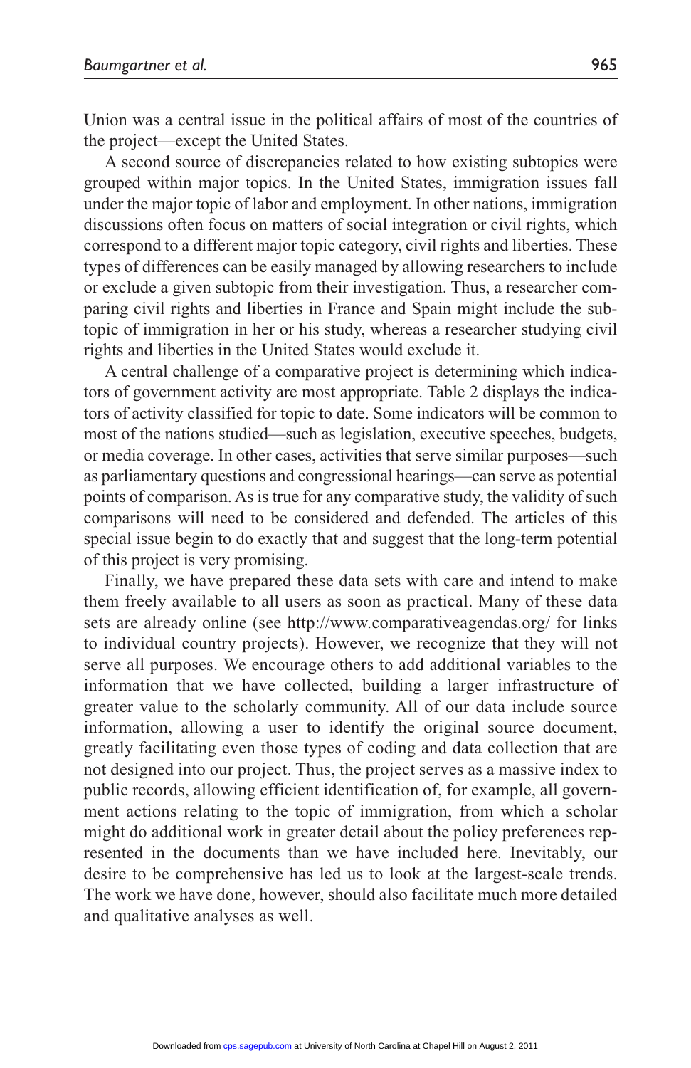Union was a central issue in the political affairs of most of the countries of the project—except the United States.

A second source of discrepancies related to how existing subtopics were grouped within major topics. In the United States, immigration issues fall under the major topic of labor and employment. In other nations, immigration discussions often focus on matters of social integration or civil rights, which correspond to a different major topic category, civil rights and liberties. These types of differences can be easily managed by allowing researchers to include or exclude a given subtopic from their investigation. Thus, a researcher comparing civil rights and liberties in France and Spain might include the subtopic of immigration in her or his study, whereas a researcher studying civil rights and liberties in the United States would exclude it.

A central challenge of a comparative project is determining which indicators of government activity are most appropriate. Table 2 displays the indicators of activity classified for topic to date. Some indicators will be common to most of the nations studied—such as legislation, executive speeches, budgets, or media coverage. In other cases, activities that serve similar purposes—such as parliamentary questions and congressional hearings—can serve as potential points of comparison. As is true for any comparative study, the validity of such comparisons will need to be considered and defended. The articles of this special issue begin to do exactly that and suggest that the long-term potential of this project is very promising.

Finally, we have prepared these data sets with care and intend to make them freely available to all users as soon as practical. Many of these data sets are already online (see http://www.comparativeagendas.org/ for links to individual country projects). However, we recognize that they will not serve all purposes. We encourage others to add additional variables to the information that we have collected, building a larger infrastructure of greater value to the scholarly community. All of our data include source information, allowing a user to identify the original source document, greatly facilitating even those types of coding and data collection that are not designed into our project. Thus, the project serves as a massive index to public records, allowing efficient identification of, for example, all government actions relating to the topic of immigration, from which a scholar might do additional work in greater detail about the policy preferences represented in the documents than we have included here. Inevitably, our desire to be comprehensive has led us to look at the largest-scale trends. The work we have done, however, should also facilitate much more detailed and qualitative analyses as well.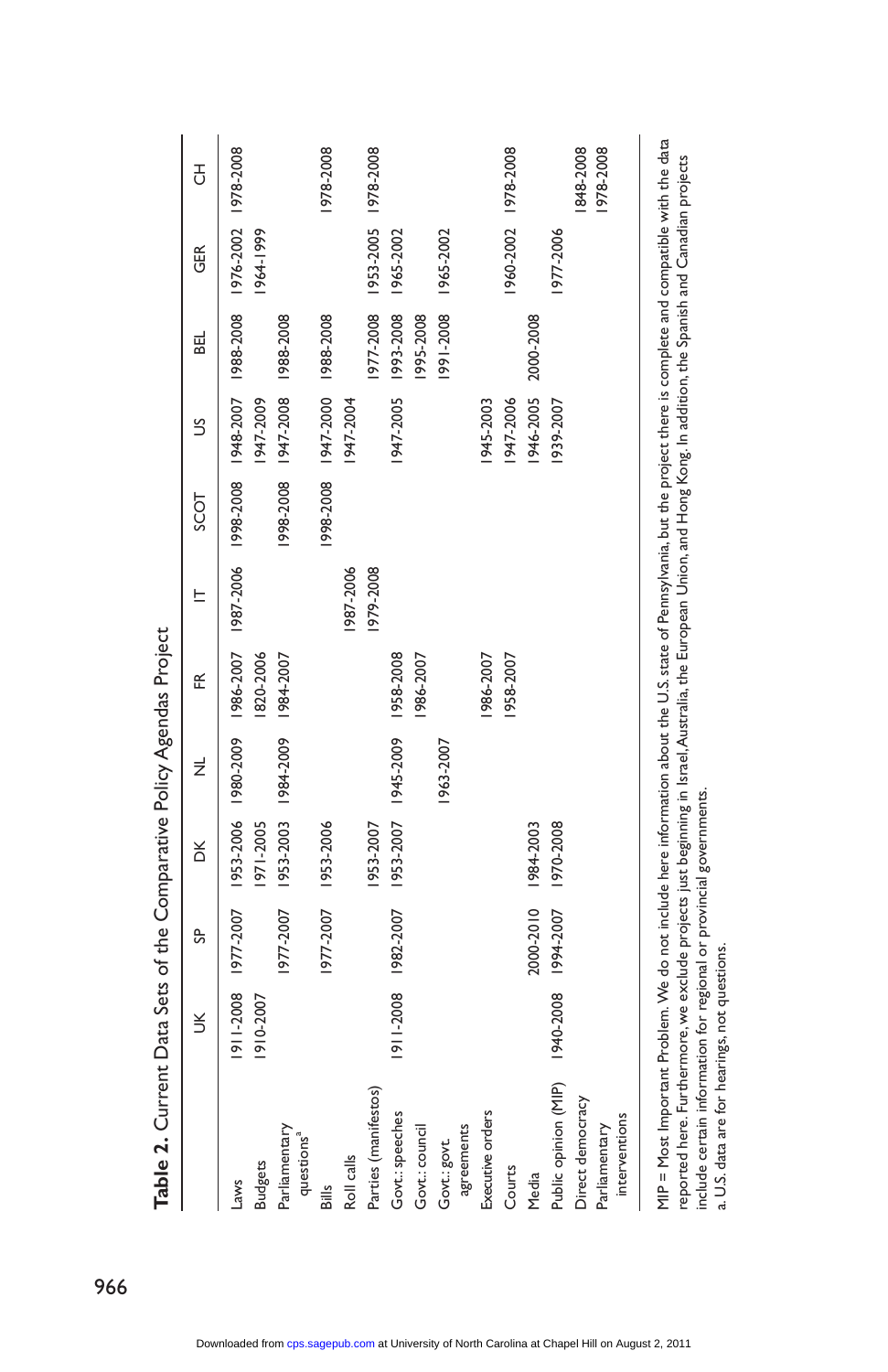**Table 2.** Current Data Sets of the Comparative Policy Agendas Project

| | UK | SP | DK | NL | FR | IT | SCOT | US | BEL | GER | CH |
|---|---|---|---|---|---|---|---|---|---|---|---|
| Laws | 1911-2008 | 1977-2007 | 1953-2006 | 1980-2009 | 1986-2007 | 1987-2006 | 1998-2008 | 1948-2007 | 1988-2008 | 1976-2002 | 1978-2008 |
| Budgets | 1910-2007 | | 1971-2005 | | 1820-2006 | | | 1947-2009 | | 1964-1999 | |
| Parliamentary questions[a] | | 1977-2007 | 1953-2003 | 1984-2009 | 1984-2007 | | 1998-2008 | 1947-2008 | 1988-2008 | | |
| Bills | | 1977-2007 | 1953-2006 | | | | 1998-2008 | 1947-2000 | 1988-2008 | | 1978-2008 |
| Roll calls | | | | | | 1987-2006 | | 1947-2004 | | | |
| Parties (manifestos) | | | 1953-2007 | | | 1979-2008 | | | 1977-2008 | 1953-2005 | 1978-2008 |
| Govt.: speeches | 1911-2008 | 1982-2007 | 1953-2007 | 1945-2009 | 1958-2008 | | | 1947-2005 | 1993-2008 | 1965-2002 | |
| Govt.: council | | | | | 1986-2007 | | | | 1995-2008 | | |
| Govt.: govt. agreements | | | | 1963-2007 | | | | | 1991-2008 | 1965-2002 | |
| Executive orders | | | | | 1986-2007 | | | 1945-2003 | | | |
| Courts | | | | | 1958-2007 | | | 1947-2006 | | 1960-2002 | 1978-2008 |
| Media | | 2000-2010 | 1984-2003 | | | | | 1946-2005 | 2000-2008 | | |
| Public opinion (MIP) | 1940-2008 | 1994-2007 | 1970-2008 | | | | | 1939-2007 | | 1977-2006 | |
| Direct democracy | | | | | | | | | | | 1848-2008 |
| Parliamentary interventions | | | | | | | | | | | 1978-2008 |

MIP = Most Important Problem. We do not include here information about the U.S. state of Pennsylvania, but the project there is complete and compatible with the data reported here. Furthermore, we exclude projects just beginning in Israel, Australia, the European Union, and Hong Kong. In addition, the Spanish and Canadian projects include certain information for regional or provincial governments.

a. U.S. data are for hearings, not questions.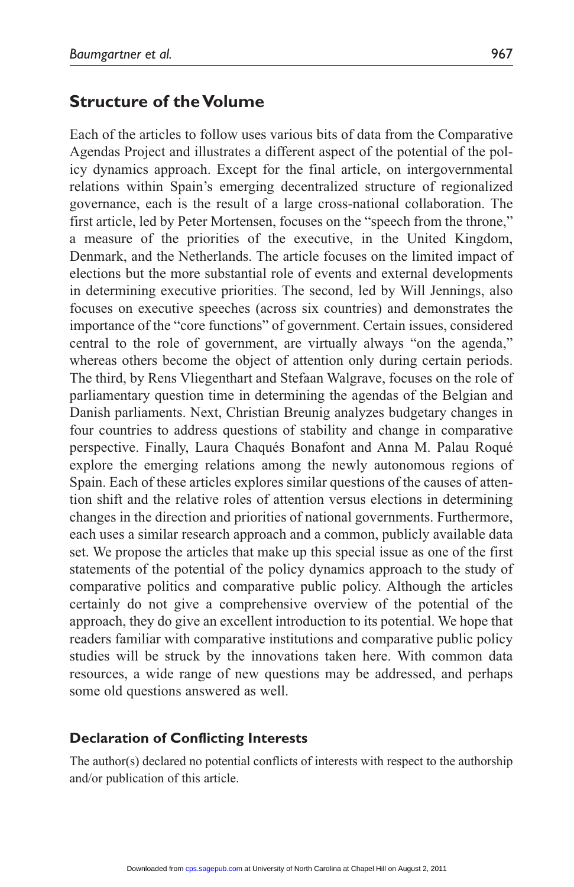## Structure of the Volume

Each of the articles to follow uses various bits of data from the Comparative Agendas Project and illustrates a different aspect of the potential of the policy dynamics approach. Except for the final article, on intergovernmental relations within Spain's emerging decentralized structure of regionalized governance, each is the result of a large cross-national collaboration. The first article, led by Peter Mortensen, focuses on the "speech from the throne," a measure of the priorities of the executive, in the United Kingdom, Denmark, and the Netherlands. The article focuses on the limited impact of elections but the more substantial role of events and external developments in determining executive priorities. The second, led by Will Jennings, also focuses on executive speeches (across six countries) and demonstrates the importance of the "core functions" of government. Certain issues, considered central to the role of government, are virtually always "on the agenda," whereas others become the object of attention only during certain periods. The third, by Rens Vliegenthart and Stefaan Walgrave, focuses on the role of parliamentary question time in determining the agendas of the Belgian and Danish parliaments. Next, Christian Breunig analyzes budgetary changes in four countries to address questions of stability and change in comparative perspective. Finally, Laura Chaqués Bonafont and Anna M. Palau Roqué explore the emerging relations among the newly autonomous regions of Spain. Each of these articles explores similar questions of the causes of attention shift and the relative roles of attention versus elections in determining changes in the direction and priorities of national governments. Furthermore, each uses a similar research approach and a common, publicly available data set. We propose the articles that make up this special issue as one of the first statements of the potential of the policy dynamics approach to the study of comparative politics and comparative public policy. Although the articles certainly do not give a comprehensive overview of the potential of the approach, they do give an excellent introduction to its potential. We hope that readers familiar with comparative institutions and comparative public policy studies will be struck by the innovations taken here. With common data resources, a wide range of new questions may be addressed, and perhaps some old questions answered as well.

### Declaration of Conflicting Interests

The author(s) declared no potential conflicts of interests with respect to the authorship and/or publication of this article.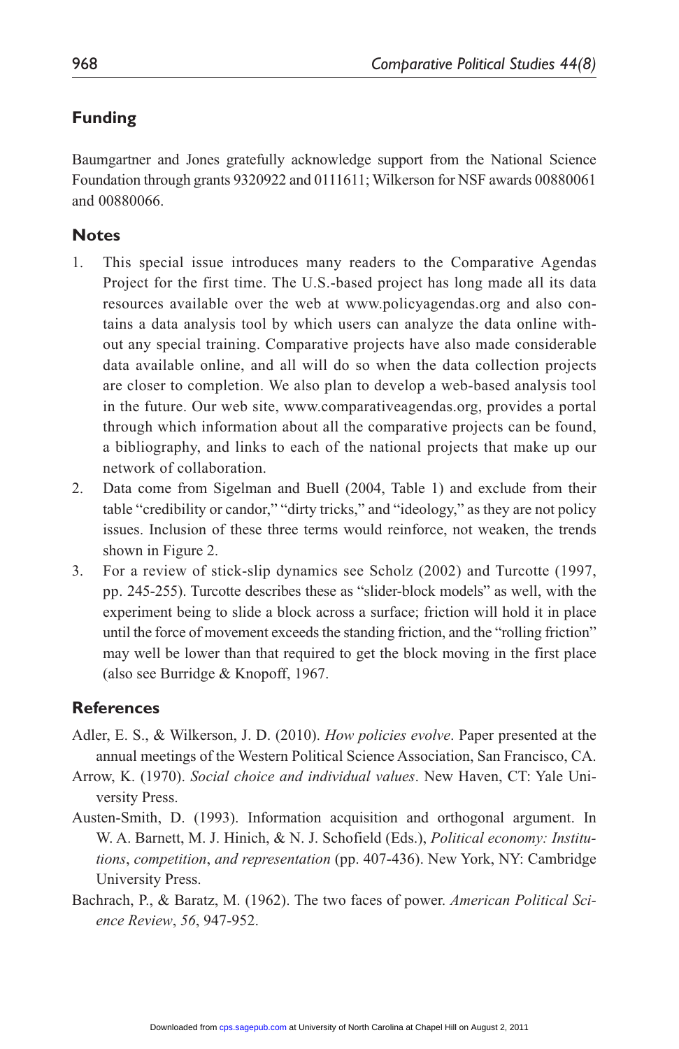## Funding

Baumgartner and Jones gratefully acknowledge support from the National Science Foundation through grants 9320922 and 0111611; Wilkerson for NSF awards 00880061 and 00880066.

## Notes

1. This special issue introduces many readers to the Comparative Agendas Project for the first time. The U.S.-based project has long made all its data resources available over the web at www.policyagendas.org and also contains a data analysis tool by which users can analyze the data online without any special training. Comparative projects have also made considerable data available online, and all will do so when the data collection projects are closer to completion. We also plan to develop a web-based analysis tool in the future. Our web site, www.comparativeagendas.org, provides a portal through which information about all the comparative projects can be found, a bibliography, and links to each of the national projects that make up our network of collaboration.
2. Data come from Sigelman and Buell (2004, Table 1) and exclude from their table "credibility or candor," "dirty tricks," and "ideology," as they are not policy issues. Inclusion of these three terms would reinforce, not weaken, the trends shown in Figure 2.
3. For a review of stick-slip dynamics see Scholz (2002) and Turcotte (1997, pp. 245-255). Turcotte describes these as "slider-block models" as well, with the experiment being to slide a block across a surface; friction will hold it in place until the force of movement exceeds the standing friction, and the "rolling friction" may well be lower than that required to get the block moving in the first place (also see Burridge & Knopoff, 1967.

## References

Adler, E. S., & Wilkerson, J. D. (2010). *How policies evolve*. Paper presented at the annual meetings of the Western Political Science Association, San Francisco, CA.

Arrow, K. (1970). *Social choice and individual values*. New Haven, CT: Yale University Press.

Austen-Smith, D. (1993). Information acquisition and orthogonal argument. In W. A. Barnett, M. J. Hinich, & N. J. Schofield (Eds.), *Political economy: Institutions, competition, and representation* (pp. 407-436). New York, NY: Cambridge University Press.

Bachrach, P., & Baratz, M. (1962). The two faces of power. *American Political Science Review*, *56*, 947-952.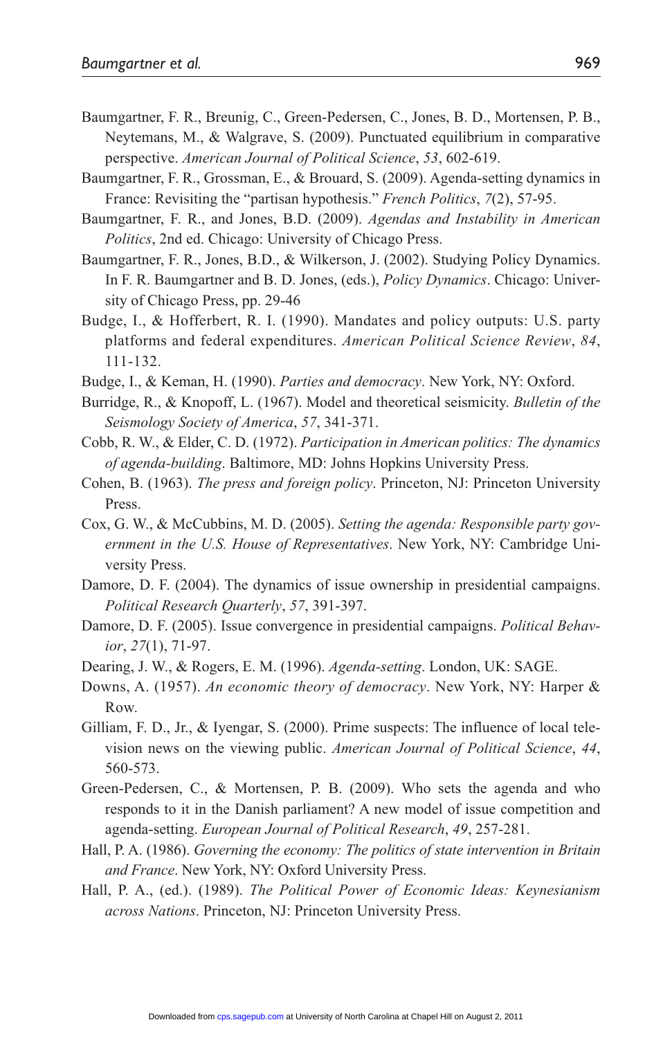Baumgartner, F. R., Breunig, C., Green-Pedersen, C., Jones, B. D., Mortensen, P. B., Neytemans, M., & Walgrave, S. (2009). Punctuated equilibrium in comparative perspective. *American Journal of Political Science*, *53*, 602-619.

Baumgartner, F. R., Grossman, E., & Brouard, S. (2009). Agenda-setting dynamics in France: Revisiting the "partisan hypothesis." *French Politics*, *7*(2), 57-95.

Baumgartner, F. R., and Jones, B.D. (2009). *Agendas and Instability in American Politics*, 2nd ed. Chicago: University of Chicago Press.

Baumgartner, F. R., Jones, B.D., & Wilkerson, J. (2002). Studying Policy Dynamics. In F. R. Baumgartner and B. D. Jones, (eds.), *Policy Dynamics*. Chicago: University of Chicago Press, pp. 29-46

Budge, I., & Hofferbert, R. I. (1990). Mandates and policy outputs: U.S. party platforms and federal expenditures. *American Political Science Review*, *84*, 111-132.

Budge, I., & Keman, H. (1990). *Parties and democracy*. New York, NY: Oxford.

Burridge, R., & Knopoff, L. (1967). Model and theoretical seismicity. *Bulletin of the Seismology Society of America*, *57*, 341-371.

Cobb, R. W., & Elder, C. D. (1972). *Participation in American politics: The dynamics of agenda-building*. Baltimore, MD: Johns Hopkins University Press.

Cohen, B. (1963). *The press and foreign policy*. Princeton, NJ: Princeton University Press.

Cox, G. W., & McCubbins, M. D. (2005). *Setting the agenda: Responsible party government in the U.S. House of Representatives*. New York, NY: Cambridge University Press.

Damore, D. F. (2004). The dynamics of issue ownership in presidential campaigns. *Political Research Quarterly*, *57*, 391-397.

Damore, D. F. (2005). Issue convergence in presidential campaigns. *Political Behavior*, *27*(1), 71-97.

Dearing, J. W., & Rogers, E. M. (1996). *Agenda-setting*. London, UK: SAGE.

Downs, A. (1957). *An economic theory of democracy*. New York, NY: Harper & Row.

Gilliam, F. D., Jr., & Iyengar, S. (2000). Prime suspects: The influence of local television news on the viewing public. *American Journal of Political Science*, *44*, 560-573.

Green-Pedersen, C., & Mortensen, P. B. (2009). Who sets the agenda and who responds to it in the Danish parliament? A new model of issue competition and agenda-setting. *European Journal of Political Research*, *49*, 257-281.

Hall, P. A. (1986). *Governing the economy: The politics of state intervention in Britain and France*. New York, NY: Oxford University Press.

Hall, P. A., (ed.). (1989). *The Political Power of Economic Ideas: Keynesianism across Nations*. Princeton, NJ: Princeton University Press.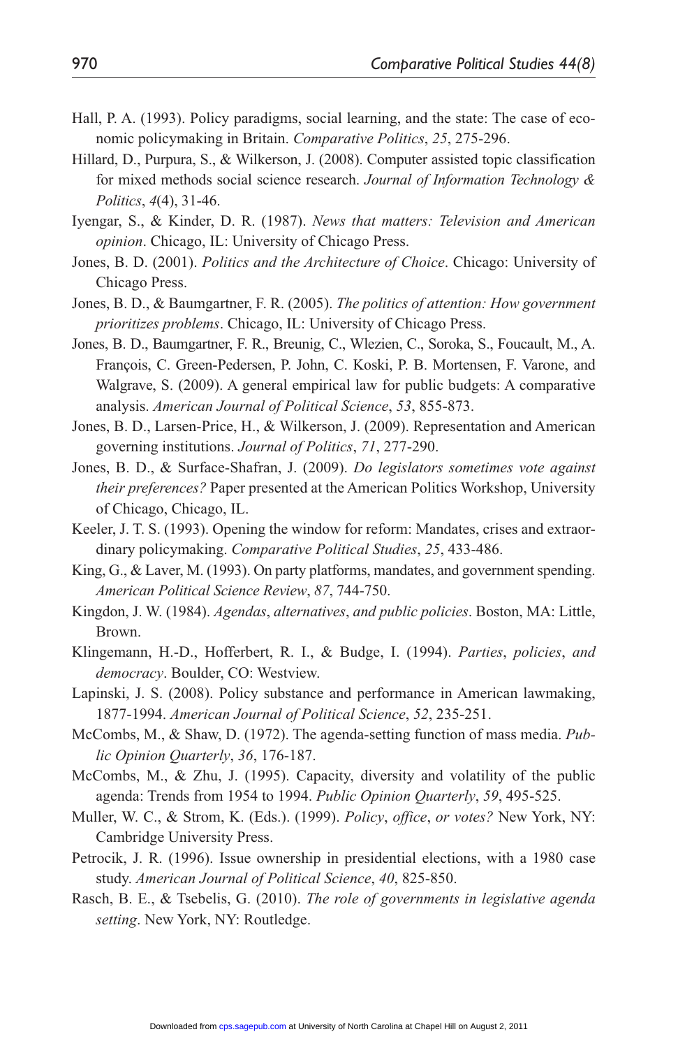Hall, P. A. (1993). Policy paradigms, social learning, and the state: The case of economic policymaking in Britain. *Comparative Politics*, *25*, 275-296.

Hillard, D., Purpura, S., & Wilkerson, J. (2008). Computer assisted topic classification for mixed methods social science research. *Journal of Information Technology & Politics*, *4*(4), 31-46.

Iyengar, S., & Kinder, D. R. (1987). *News that matters: Television and American opinion*. Chicago, IL: University of Chicago Press.

Jones, B. D. (2001). *Politics and the Architecture of Choice*. Chicago: University of Chicago Press.

Jones, B. D., & Baumgartner, F. R. (2005). *The politics of attention: How government prioritizes problems*. Chicago, IL: University of Chicago Press.

Jones, B. D., Baumgartner, F. R., Breunig, C., Wlezien, C., Soroka, S., Foucault, M., A. François, C. Green-Pedersen, P. John, C. Koski, P. B. Mortensen, F. Varone, and Walgrave, S. (2009). A general empirical law for public budgets: A comparative analysis. *American Journal of Political Science*, *53*, 855-873.

Jones, B. D., Larsen-Price, H., & Wilkerson, J. (2009). Representation and American governing institutions. *Journal of Politics*, *71*, 277-290.

Jones, B. D., & Surface-Shafran, J. (2009). *Do legislators sometimes vote against their preferences?* Paper presented at the American Politics Workshop, University of Chicago, Chicago, IL.

Keeler, J. T. S. (1993). Opening the window for reform: Mandates, crises and extraordinary policymaking. *Comparative Political Studies*, *25*, 433-486.

King, G., & Laver, M. (1993). On party platforms, mandates, and government spending. *American Political Science Review*, *87*, 744-750.

Kingdon, J. W. (1984). *Agendas*, *alternatives*, *and public policies*. Boston, MA: Little, Brown.

Klingemann, H.-D., Hofferbert, R. I., & Budge, I. (1994). *Parties*, *policies*, *and democracy*. Boulder, CO: Westview.

Lapinski, J. S. (2008). Policy substance and performance in American lawmaking, 1877-1994. *American Journal of Political Science*, *52*, 235-251.

McCombs, M., & Shaw, D. (1972). The agenda-setting function of mass media. *Public Opinion Quarterly*, *36*, 176-187.

McCombs, M., & Zhu, J. (1995). Capacity, diversity and volatility of the public agenda: Trends from 1954 to 1994. *Public Opinion Quarterly*, *59*, 495-525.

Muller, W. C., & Strom, K. (Eds.). (1999). *Policy*, *office*, *or votes?* New York, NY: Cambridge University Press.

Petrocik, J. R. (1996). Issue ownership in presidential elections, with a 1980 case study. *American Journal of Political Science*, *40*, 825-850.

Rasch, B. E., & Tsebelis, G. (2010). *The role of governments in legislative agenda setting*. New York, NY: Routledge.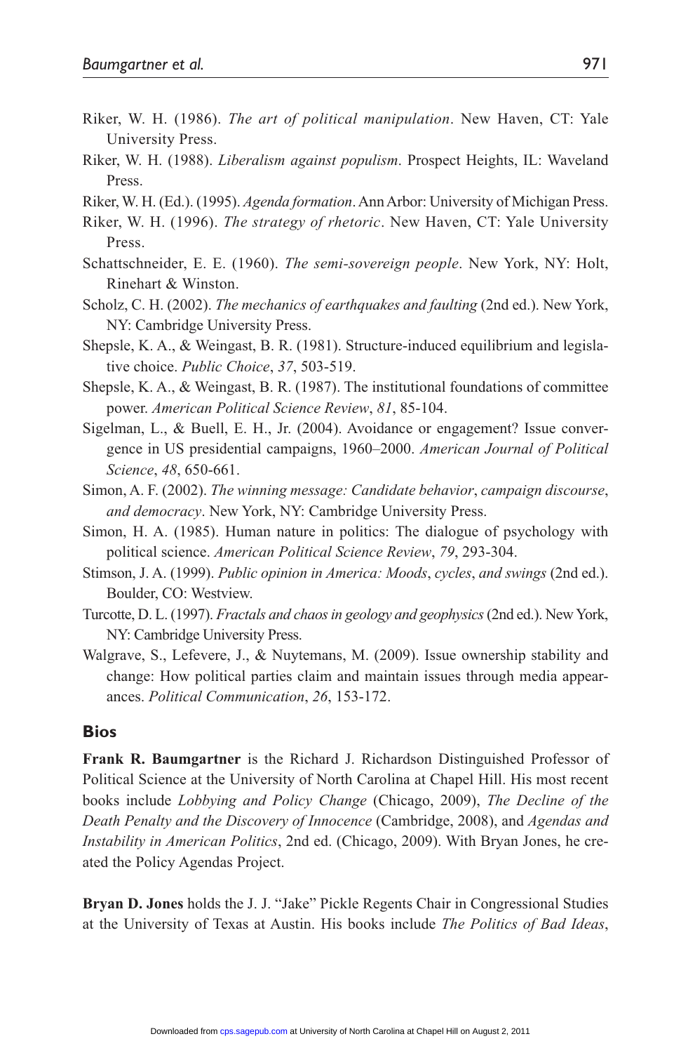Riker, W. H. (1986). *The art of political manipulation*. New Haven, CT: Yale University Press.

Riker, W. H. (1988). *Liberalism against populism*. Prospect Heights, IL: Waveland Press.

Riker, W. H. (Ed.). (1995). *Agenda formation*. Ann Arbor: University of Michigan Press.

Riker, W. H. (1996). *The strategy of rhetoric*. New Haven, CT: Yale University Press.

Schattschneider, E. E. (1960). *The semi-sovereign people*. New York, NY: Holt, Rinehart & Winston.

Scholz, C. H. (2002). *The mechanics of earthquakes and faulting* (2nd ed.). New York, NY: Cambridge University Press.

Shepsle, K. A., & Weingast, B. R. (1981). Structure-induced equilibrium and legislative choice. *Public Choice*, *37*, 503-519.

Shepsle, K. A., & Weingast, B. R. (1987). The institutional foundations of committee power. *American Political Science Review*, *81*, 85-104.

Sigelman, L., & Buell, E. H., Jr. (2004). Avoidance or engagement? Issue convergence in US presidential campaigns, 1960–2000. *American Journal of Political Science*, *48*, 650-661.

Simon, A. F. (2002). *The winning message: Candidate behavior, campaign discourse, and democracy*. New York, NY: Cambridge University Press.

Simon, H. A. (1985). Human nature in politics: The dialogue of psychology with political science. *American Political Science Review*, *79*, 293-304.

Stimson, J. A. (1999). *Public opinion in America: Moods, cycles, and swings* (2nd ed.). Boulder, CO: Westview.

Turcotte, D. L. (1997). *Fractals and chaos in geology and geophysics* (2nd ed.). New York, NY: Cambridge University Press.

Walgrave, S., Lefevere, J., & Nuytemans, M. (2009). Issue ownership stability and change: How political parties claim and maintain issues through media appearances. *Political Communication*, *26*, 153-172.

## Bios

**Frank R. Baumgartner** is the Richard J. Richardson Distinguished Professor of Political Science at the University of North Carolina at Chapel Hill. His most recent books include *Lobbying and Policy Change* (Chicago, 2009), *The Decline of the Death Penalty and the Discovery of Innocence* (Cambridge, 2008), and *Agendas and Instability in American Politics*, 2nd ed. (Chicago, 2009). With Bryan Jones, he created the Policy Agendas Project.

**Bryan D. Jones** holds the J. J. "Jake" Pickle Regents Chair in Congressional Studies at the University of Texas at Austin. His books include *The Politics of Bad Ideas*,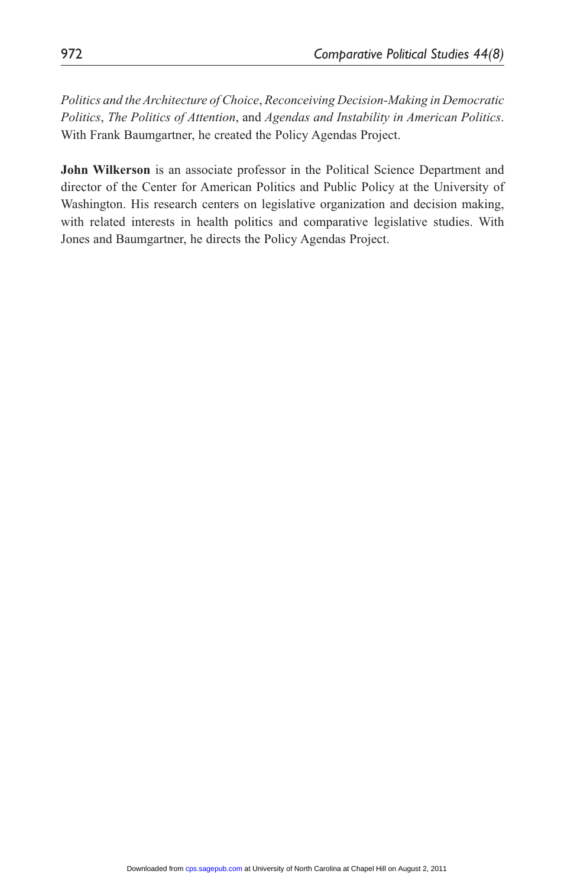*Politics and the Architecture of Choice*, *Reconceiving Decision-Making in Democratic Politics*, *The Politics of Attention*, and *Agendas and Instability in American Politics*. With Frank Baumgartner, he created the Policy Agendas Project.

**John Wilkerson** is an associate professor in the Political Science Department and director of the Center for American Politics and Public Policy at the University of Washington. His research centers on legislative organization and decision making, with related interests in health politics and comparative legislative studies. With Jones and Baumgartner, he directs the Policy Agendas Project.